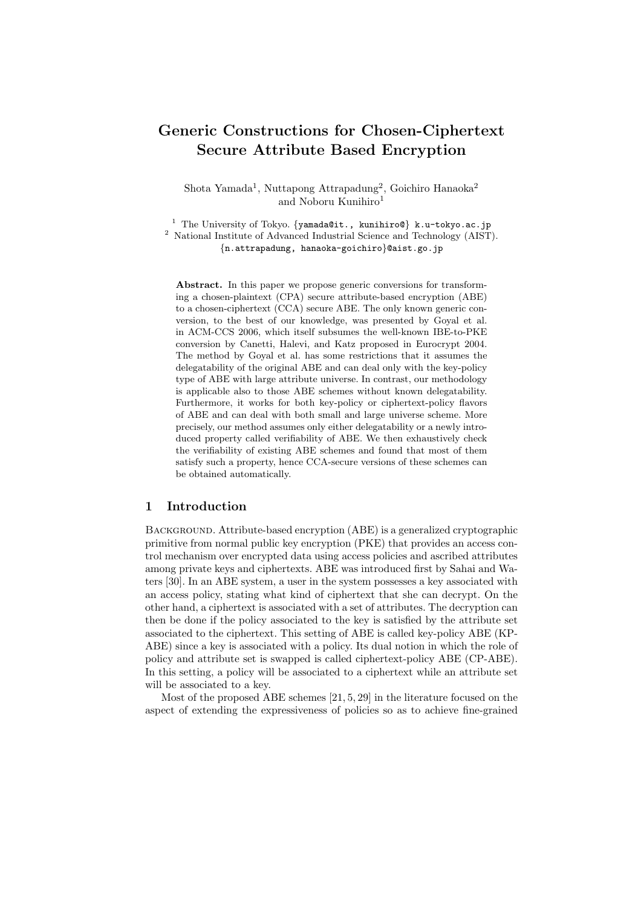# Generic Constructions for Chosen-Ciphertext Secure Attribute Based Encryption

Shota Yamada[1], Nuttapong Attrapadung[2], Goichiro Hanaoka[2] and Noboru Kunihiro[1]

[1] The University of Tokyo. {yamada@it., kunihiro@} k.u-tokyo.ac.jp
[2] National Institute of Advanced Industrial Science and Technology (AIST). {n.attrapadung, hanaoka-goichiro}@aist.go.jp

**Abstract.** In this paper we propose generic conversions for transforming a chosen-plaintext (CPA) secure attribute-based encryption (ABE) to a chosen-ciphertext (CCA) secure ABE. The only known generic conversion, to the best of our knowledge, was presented by Goyal et al. in ACM-CCS 2006, which itself subsumes the well-known IBE-to-PKE conversion by Canetti, Halevi, and Katz proposed in Eurocrypt 2004. The method by Goyal et al. has some restrictions that it assumes the delegatability of the original ABE and can deal only with the key-policy type of ABE with large attribute universe. In contrast, our methodology is applicable also to those ABE schemes without known delegatability. Furthermore, it works for both key-policy or ciphertext-policy flavors of ABE and can deal with both small and large universe scheme. More precisely, our method assumes only either delegatability or a newly introduced property called verifiability of ABE. We then exhaustively check the verifiability of existing ABE schemes and found that most of them satisfy such a property, hence CCA-secure versions of these schemes can be obtained automatically.

## 1 Introduction

Background. Attribute-based encryption (ABE) is a generalized cryptographic primitive from normal public key encryption (PKE) that provides an access control mechanism over encrypted data using access policies and ascribed attributes among private keys and ciphertexts. ABE was introduced first by Sahai and Waters [30]. In an ABE system, a user in the system possesses a key associated with an access policy, stating what kind of ciphertext that she can decrypt. On the other hand, a ciphertext is associated with a set of attributes. The decryption can then be done if the policy associated to the key is satisfied by the attribute set associated to the ciphertext. This setting of ABE is called key-policy ABE (KP-ABE) since a key is associated with a policy. Its dual notion in which the role of policy and attribute set is swapped is called ciphertext-policy ABE (CP-ABE). In this setting, a policy will be associated to a ciphertext while an attribute set will be associated to a key.

Most of the proposed ABE schemes [21, 5, 29] in the literature focused on the aspect of extending the expressiveness of policies so as to achieve fine-grained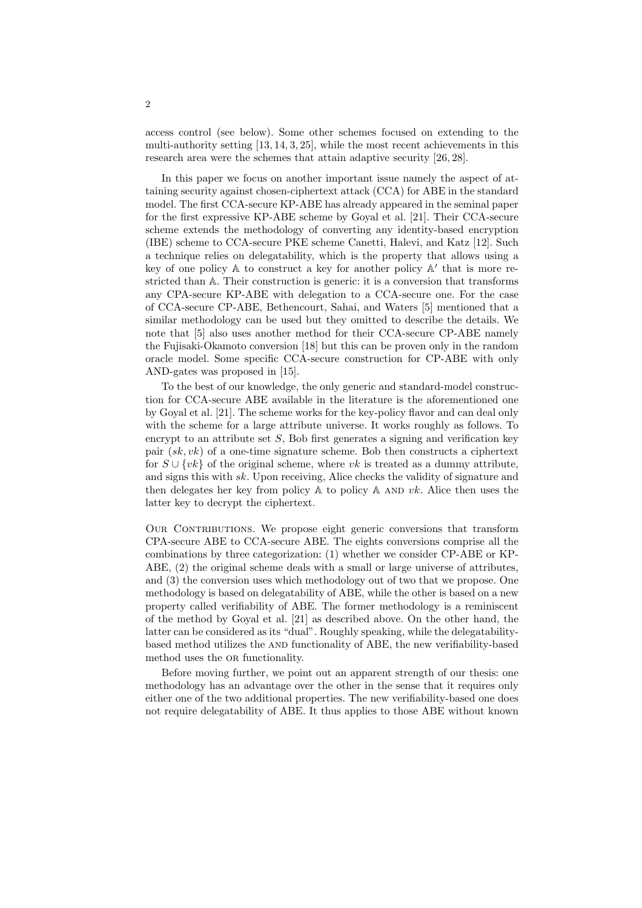access control (see below). Some other schemes focused on extending to the multi-authority setting [13, 14, 3, 25], while the most recent achievements in this research area were the schemes that attain adaptive security [26, 28].

In this paper we focus on another important issue namely the aspect of attaining security against chosen-ciphertext attack (CCA) for ABE in the standard model. The first CCA-secure KP-ABE has already appeared in the seminal paper for the first expressive KP-ABE scheme by Goyal et al. [21]. Their CCA-secure scheme extends the methodology of converting any identity-based encryption (IBE) scheme to CCA-secure PKE scheme Canetti, Halevi, and Katz [12]. Such a technique relies on delegatability, which is the property that allows using a key of one policy $\mathbb{A}$ to construct a key for another policy $\mathbb{A}'$ that is more restricted than $\mathbb{A}$. Their construction is generic: it is a conversion that transforms any CPA-secure KP-ABE with delegation to a CCA-secure one. For the case of CCA-secure CP-ABE, Bethencourt, Sahai, and Waters [5] mentioned that a similar methodology can be used but they omitted to describe the details. We note that [5] also uses another method for their CCA-secure CP-ABE namely the Fujisaki-Okamoto conversion [18] but this can be proven only in the random oracle model. Some specific CCA-secure construction for CP-ABE with only AND-gates was proposed in [15].

To the best of our knowledge, the only generic and standard-model construction for CCA-secure ABE available in the literature is the aforementioned one by Goyal et al. [21]. The scheme works for the key-policy flavor and can deal only with the scheme for a large attribute universe. It works roughly as follows. To encrypt to an attribute set $S$, Bob first generates a signing and verification key pair $(sk, vk)$ of a one-time signature scheme. Bob then constructs a ciphertext for $S \cup \{vk\}$ of the original scheme, where $vk$ is treated as a dummy attribute, and signs this with $sk$. Upon receiving, Alice checks the validity of signature and then delegates her key from policy $\mathbb{A}$ to policy $\mathbb{A}$ AND $vk$. Alice then uses the latter key to decrypt the ciphertext.

OUR CONTRIBUTIONS. We propose eight generic conversions that transform CPA-secure ABE to CCA-secure ABE. The eights conversions comprise all the combinations by three categorization: (1) whether we consider CP-ABE or KP-ABE, (2) the original scheme deals with a small or large universe of attributes, and (3) the conversion uses which methodology out of two that we propose. One methodology is based on delegatability of ABE, while the other is based on a new property called verifiability of ABE. The former methodology is a reminiscent of the method by Goyal et al. [21] as described above. On the other hand, the latter can be considered as its "dual". Roughly speaking, while the delegatability-based method utilizes the AND functionality of ABE, the new verifiability-based method uses the OR functionality.

Before moving further, we point out an apparent strength of our thesis: one methodology has an advantage over the other in the sense that it requires only either one of the two additional properties. The new verifiability-based one does not require delegatability of ABE. It thus applies to those ABE without known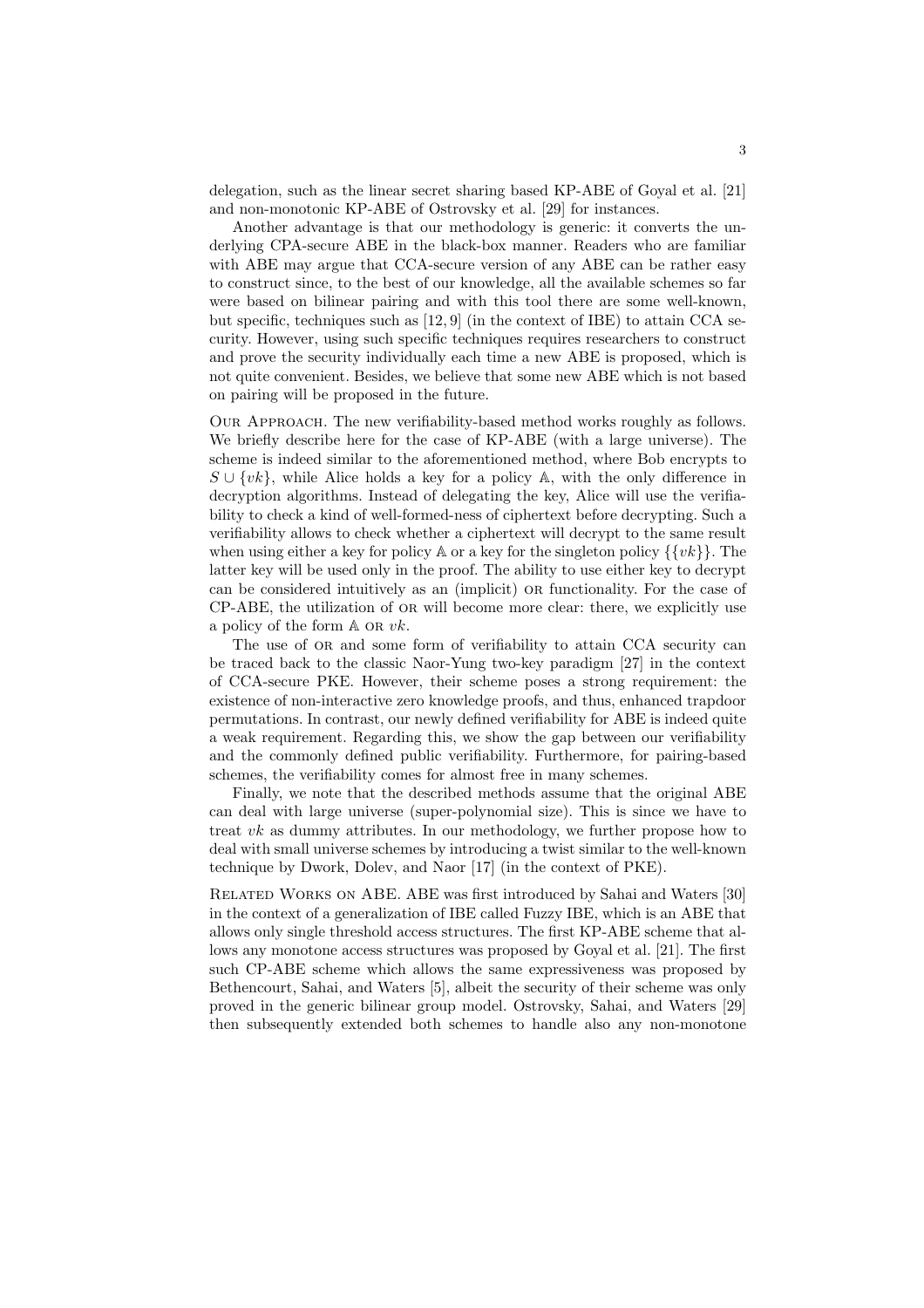delegation, such as the linear secret sharing based KP-ABE of Goyal et al. [21] and non-monotonic KP-ABE of Ostrovsky et al. [29] for instances.

Another advantage is that our methodology is generic: it converts the underlying CPA-secure ABE in the black-box manner. Readers who are familiar with ABE may argue that CCA-secure version of any ABE can be rather easy to construct since, to the best of our knowledge, all the available schemes so far were based on bilinear pairing and with this tool there are some well-known, but specific, techniques such as [12, 9] (in the context of IBE) to attain CCA security. However, using such specific techniques requires researchers to construct and prove the security individually each time a new ABE is proposed, which is not quite convenient. Besides, we believe that some new ABE which is not based on pairing will be proposed in the future.

Our Approach. The new verifiability-based method works roughly as follows. We briefly describe here for the case of KP-ABE (with a large universe). The scheme is indeed similar to the aforementioned method, where Bob encrypts to $S \cup \{vk\}$, while Alice holds a key for a policy $\mathbb{A}$, with the only difference in decryption algorithms. Instead of delegating the key, Alice will use the verifiability to check a kind of well-formed-ness of ciphertext before decrypting. Such a verifiability allows to check whether a ciphertext will decrypt to the same result when using either a key for policy $\mathbb{A}$ or a key for the singleton policy $\{\{vk\}\}$. The latter key will be used only in the proof. The ability to use either key to decrypt can be considered intuitively as an (implicit) OR functionality. For the case of CP-ABE, the utilization of OR will become more clear: there, we explicitly use a policy of the form $\mathbb{A}$ OR $vk$.

The use of OR and some form of verifiability to attain CCA security can be traced back to the classic Naor-Yung two-key paradigm [27] in the context of CCA-secure PKE. However, their scheme poses a strong requirement: the existence of non-interactive zero knowledge proofs, and thus, enhanced trapdoor permutations. In contrast, our newly defined verifiability for ABE is indeed quite a weak requirement. Regarding this, we show the gap between our verifiability and the commonly defined public verifiability. Furthermore, for pairing-based schemes, the verifiability comes for almost free in many schemes.

Finally, we note that the described methods assume that the original ABE can deal with large universe (super-polynomial size). This is since we have to treat $vk$ as dummy attributes. In our methodology, we further propose how to deal with small universe schemes by introducing a twist similar to the well-known technique by Dwork, Dolev, and Naor [17] (in the context of PKE).

Related Works on ABE. ABE was first introduced by Sahai and Waters [30] in the context of a generalization of IBE called Fuzzy IBE, which is an ABE that allows only single threshold access structures. The first KP-ABE scheme that allows any monotone access structures was proposed by Goyal et al. [21]. The first such CP-ABE scheme which allows the same expressiveness was proposed by Bethencourt, Sahai, and Waters [5], albeit the security of their scheme was only proved in the generic bilinear group model. Ostrovsky, Sahai, and Waters [29] then subsequently extended both schemes to handle also any non-monotone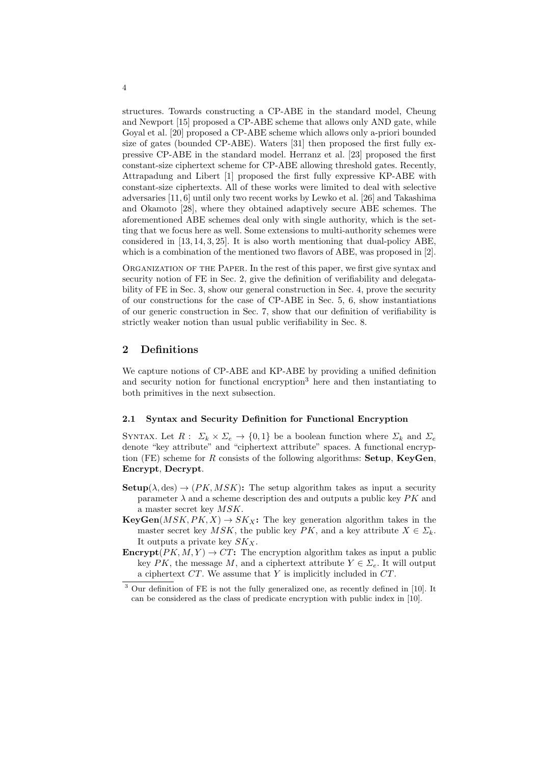structures. Towards constructing a CP-ABE in the standard model, Cheung and Newport [15] proposed a CP-ABE scheme that allows only AND gate, while Goyal et al. [20] proposed a CP-ABE scheme which allows only a-priori bounded size of gates (bounded CP-ABE). Waters [31] then proposed the first fully expressive CP-ABE in the standard model. Herranz et al. [23] proposed the first constant-size ciphertext scheme for CP-ABE allowing threshold gates. Recently, Attrapadung and Libert [1] proposed the first fully expressive KP-ABE with constant-size ciphertexts. All of these works were limited to deal with selective adversaries [11, 6] until only two recent works by Lewko et al. [26] and Takashima and Okamoto [28], where they obtained adaptively secure ABE schemes. The aforementioned ABE schemes deal only with single authority, which is the setting that we focus here as well. Some extensions to multi-authority schemes were considered in [13, 14, 3, 25]. It is also worth mentioning that dual-policy ABE, which is a combination of the mentioned two flavors of ABE, was proposed in [2].

Organization of the Paper. In the rest of this paper, we first give syntax and security notion of FE in Sec. 2, give the definition of verifiability and delegatability of FE in Sec. 3, show our general construction in Sec. 4, prove the security of our constructions for the case of CP-ABE in Sec. 5, 6, show instantiations of our generic construction in Sec. 7, show that our definition of verifiability is strictly weaker notion than usual public verifiability in Sec. 8.

## 2 Definitions

We capture notions of CP-ABE and KP-ABE by providing a unified definition and security notion for functional encryption[3] here and then instantiating to both primitives in the next subsection.

### 2.1 Syntax and Security Definition for Functional Encryption

Syntax. Let $R: \Sigma_k \times \Sigma_e \rightarrow \{0,1\}$ be a boolean function where $\Sigma_k$ and $\Sigma_e$ denote "key attribute" and "ciphertext attribute" spaces. A functional encryption (FE) scheme for $R$ consists of the following algorithms: **Setup**, **KeyGen**, **Encrypt**, **Decrypt**.

- **Setup**$(\lambda, \text{des}) \rightarrow (PK, MSK)$**:** The setup algorithm takes as input a security parameter $\lambda$ and a scheme description des and outputs a public key $PK$ and a master secret key $MSK$.
- **KeyGen**$(MSK, PK, X) \rightarrow SK_X$**:** The key generation algorithm takes in the master secret key $MSK$, the public key $PK$, and a key attribute $X \in \Sigma_k$. It outputs a private key $SK_X$.
- **Encrypt**$(PK, M, Y) \rightarrow CT$**:** The encryption algorithm takes as input a public key $PK$, the message $M$, and a ciphertext attribute $Y \in \Sigma_e$. It will output a ciphertext $CT$. We assume that $Y$ is implicitly included in $CT$.

[3] Our definition of FE is not the fully generalized one, as recently defined in [10]. It can be considered as the class of predicate encryption with public index in [10].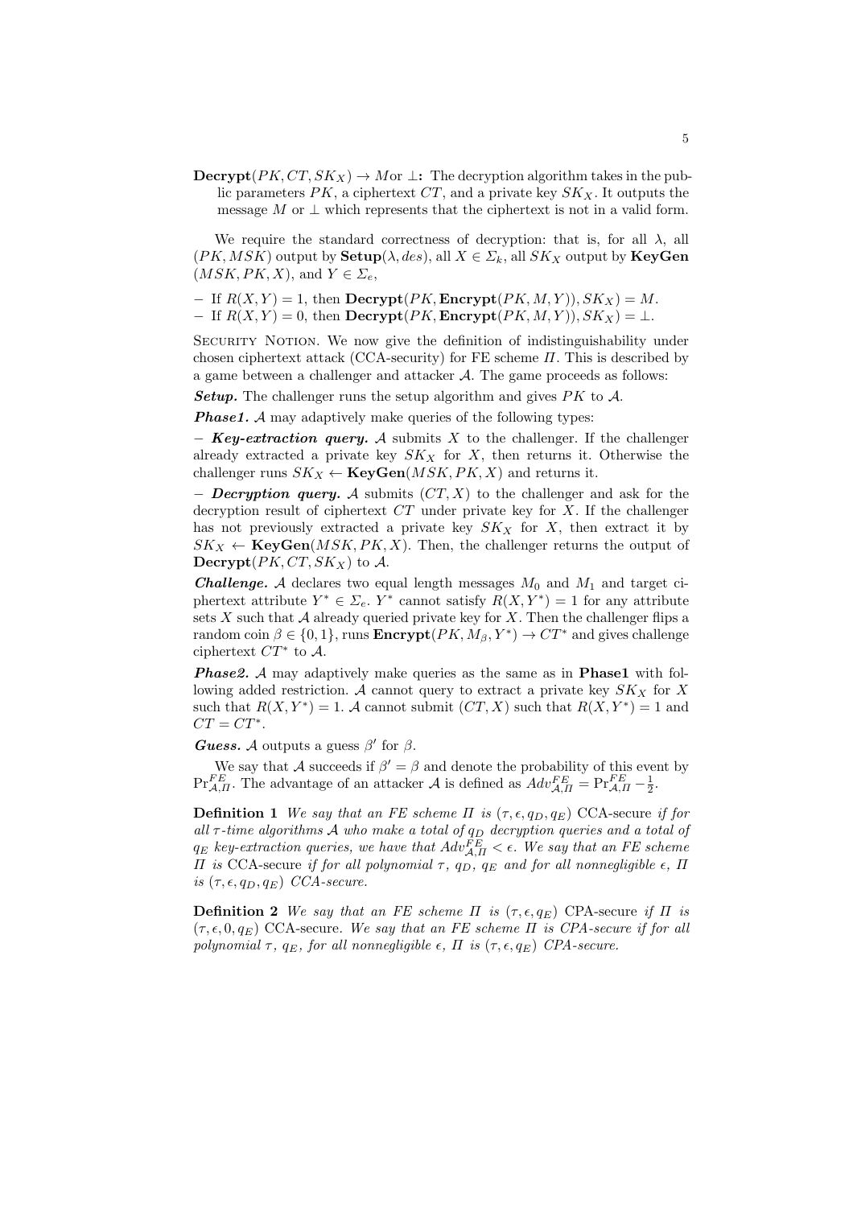**Decrypt**$(PK, CT, SK_X) \rightarrow M$or $\perp$**:** The decryption algorithm takes in the public parameters $PK$, a ciphertext $CT$, and a private key $SK_X$. It outputs the message $M$ or $\perp$ which represents that the ciphertext is not in a valid form.

We require the standard correctness of decryption: that is, for all $\lambda$, all $(PK, MSK)$ output by **Setup**$(\lambda, des)$, all $X \in \Sigma_k$, all $SK_X$ output by **KeyGen** $(MSK, PK, X)$, and $Y \in \Sigma_e$,

- If $R(X, Y) = 1$, then **Decrypt**$(PK, $**Encrypt**$(PK, M, Y)), SK_X) = M$.
- If $R(X, Y) = 0$, then **Decrypt**$(PK, $**Encrypt**$(PK, M, Y)), SK_X) = \perp$.

Security Notion. We now give the definition of indistinguishability under chosen ciphertext attack (CCA-security) for FE scheme $\Pi$. This is described by a game between a challenger and attacker $\mathcal{A}$. The game proceeds as follows:

***Setup.*** The challenger runs the setup algorithm and gives $PK$ to $\mathcal{A}$.

***Phase1.*** $\mathcal{A}$ may adaptively make queries of the following types:

– ***Key-extraction query.*** $\mathcal{A}$ submits $X$ to the challenger. If the challenger already extracted a private key $SK_X$ for $X$, then returns it. Otherwise the challenger runs $SK_X \leftarrow$ **KeyGen**$(MSK, PK, X)$ and returns it.

– ***Decryption query.*** $\mathcal{A}$ submits $(CT, X)$ to the challenger and ask for the decryption result of ciphertext $CT$ under private key for $X$. If the challenger has not previously extracted a private key $SK_X$ for $X$, then extract it by $SK_X \leftarrow$ **KeyGen**$(MSK, PK, X)$. Then, the challenger returns the output of **Decrypt**$(PK, CT, SK_X)$ to $\mathcal{A}$.

***Challenge.*** $\mathcal{A}$ declares two equal length messages $M_0$ and $M_1$ and target ciphertext attribute $Y^* \in \Sigma_e$. $Y^*$ cannot satisfy $R(X, Y^*) = 1$ for any attribute sets $X$ such that $\mathcal{A}$ already queried private key for $X$. Then the challenger flips a random coin $\beta \in \{0, 1\}$, runs **Encrypt**$(PK, M_\beta, Y^*) \rightarrow CT^*$ and gives challenge ciphertext $CT^*$ to $\mathcal{A}$.

***Phase2.*** $\mathcal{A}$ may adaptively make queries as the same as in **Phase1** with following added restriction. $\mathcal{A}$ cannot query to extract a private key $SK_X$ for $X$ such that $R(X, Y^*) = 1$. $\mathcal{A}$ cannot submit $(CT, X)$ such that $R(X, Y^*) = 1$ and $CT = CT^*$.

***Guess.*** $\mathcal{A}$ outputs a guess $\beta'$ for $\beta$.

We say that $\mathcal{A}$ succeeds if $\beta' = \beta$ and denote the probability of this event by $\Pr^{FE}_{\mathcal{A},\Pi}$. The advantage of an attacker $\mathcal{A}$ is defined as $Adv^{FE}_{\mathcal{A},\Pi} = \Pr^{FE}_{\mathcal{A},\Pi} - \frac{1}{2}$.

**Definition 1** *We say that an FE scheme $\Pi$ is $(\tau, \epsilon, q_D, q_E)$* CCA-secure *if for all $\tau$-time algorithms $\mathcal{A}$ who make a total of $q_D$ decryption queries and a total of $q_E$ key-extraction queries, we have that $Adv^{FE}_{\mathcal{A},\Pi} < \epsilon$. We say that an FE scheme $\Pi$ is* CCA-secure *if for all polynomial $\tau$, $q_D$, $q_E$ and for all nonnegligible $\epsilon$, $\Pi$ is $(\tau, \epsilon, q_D, q_E)$ CCA-secure.*

**Definition 2** *We say that an FE scheme $\Pi$ is $(\tau, \epsilon, q_E)$* CPA-secure *if $\Pi$ is $(\tau, \epsilon, 0, q_E)$* CCA-secure. *We say that an FE scheme $\Pi$ is CPA-secure if for all polynomial $\tau$, $q_E$, for all nonnegligible $\epsilon$, $\Pi$ is $(\tau, \epsilon, q_E)$ CPA-secure.*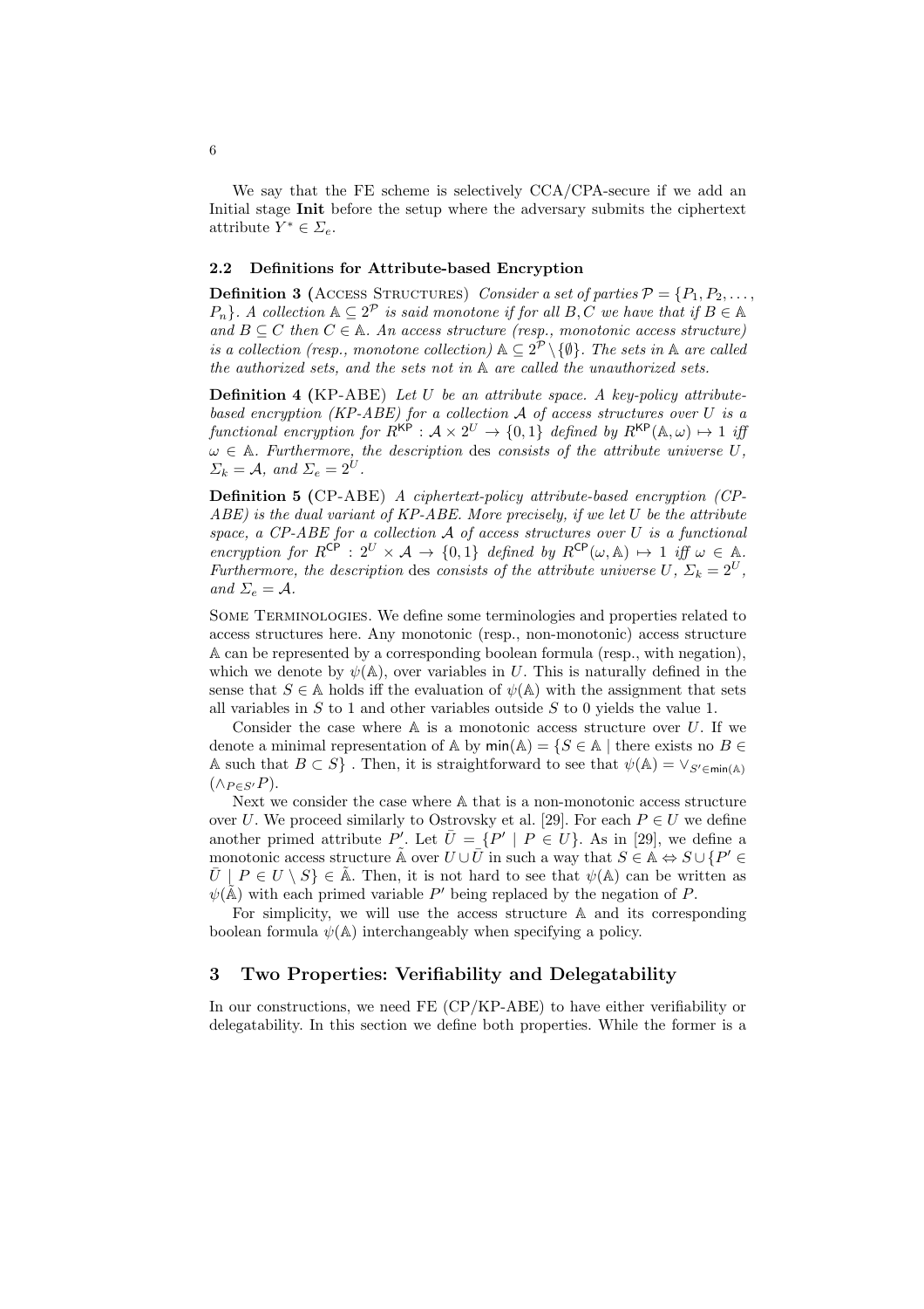We say that the FE scheme is selectively CCA/CPA-secure if we add an Initial stage **Init** before the setup where the adversary submits the ciphertext attribute $Y^* \in \Sigma_e$.

### 2.2 Definitions for Attribute-based Encryption

**Definition 3** (Access Structures) *Consider a set of parties $\mathcal{P} = \{P_1, P_2, \ldots, P_n\}$. A collection $\mathbb{A} \subseteq 2^{\mathcal{P}}$ is said monotone if for all $B, C$ we have that if $B \in \mathbb{A}$ and $B \subseteq C$ then $C \in \mathbb{A}$. An access structure (resp., monotonic access structure) is a collection (resp., monotone collection) $\mathbb{A} \subseteq 2^{\mathcal{P}} \setminus \{\emptyset\}$. The sets in $\mathbb{A}$ are called the authorized sets, and the sets not in $\mathbb{A}$ are called the unauthorized sets.*

**Definition 4** (KP-ABE) *Let $U$ be an attribute space. A key-policy attribute-based encryption (KP-ABE) for a collection $\mathcal{A}$ of access structures over $U$ is a functional encryption for $R^{\mathsf{KP}} : \mathcal{A} \times 2^U \to \{0, 1\}$ defined by $R^{\mathsf{KP}}(\mathbb{A}, \omega) \mapsto 1$ iff $\omega \in \mathbb{A}$. Furthermore, the description* des *consists of the attribute universe $U$, $\Sigma_k = \mathcal{A}$, and $\Sigma_e = 2^U$.*

**Definition 5** (CP-ABE) *A ciphertext-policy attribute-based encryption (CP-ABE) is the dual variant of KP-ABE. More precisely, if we let $U$ be the attribute space, a CP-ABE for a collection $\mathcal{A}$ of access structures over $U$ is a functional encryption for $R^{\mathsf{CP}} : 2^U \times \mathcal{A} \to \{0, 1\}$ defined by $R^{\mathsf{CP}}(\omega, \mathbb{A}) \mapsto 1$ iff $\omega \in \mathbb{A}$. Furthermore, the description* des *consists of the attribute universe $U$, $\Sigma_k = 2^U$, and $\Sigma_e = \mathcal{A}$.*

Some Terminologies. We define some terminologies and properties related to access structures here. Any monotonic (resp., non-monotonic) access structure $\mathbb{A}$ can be represented by a corresponding boolean formula (resp., with negation), which we denote by $\psi(\mathbb{A})$, over variables in $U$. This is naturally defined in the sense that $S \in \mathbb{A}$ holds iff the evaluation of $\psi(\mathbb{A})$ with the assignment that sets all variables in $S$ to 1 and other variables outside $S$ to 0 yields the value 1.

Consider the case where $\mathbb{A}$ is a monotonic access structure over $U$. If we denote a minimal representation of $\mathbb{A}$ by $\mathsf{min}(\mathbb{A}) = \{S \in \mathbb{A} \mid \text{there exists no } B \in \mathbb{A} \text{ such that } B \subset S\}$ . Then, it is straightforward to see that $\psi(\mathbb{A}) = \vee_{S' \in \mathsf{min}(\mathbb{A})} (\wedge_{P \in S'} P)$.

Next we consider the case where $\mathbb{A}$ that is a non-monotonic access structure over $U$. We proceed similarly to Ostrovsky et al. [29]. For each $P \in U$ we define another primed attribute $P'$. Let $\bar{U} = \{P' \mid P \in U\}$. As in [29], we define a monotonic access structure $\tilde{\mathbb{A}}$ over $U \cup \bar{U}$ in such a way that $S \in \mathbb{A} \Leftrightarrow S \cup \{P' \in \bar{U} \mid P \in U \setminus S\} \in \tilde{\mathbb{A}}$. Then, it is not hard to see that $\psi(\mathbb{A})$ can be written as $\psi(\tilde{\mathbb{A}})$ with each primed variable $P'$ being replaced by the negation of $P$.

For simplicity, we will use the access structure $\mathbb{A}$ and its corresponding boolean formula $\psi(\mathbb{A})$ interchangeably when specifying a policy.

## 3 Two Properties: Verifiability and Delegatability

In our constructions, we need FE (CP/KP-ABE) to have either verifiability or delegatability. In this section we define both properties. While the former is a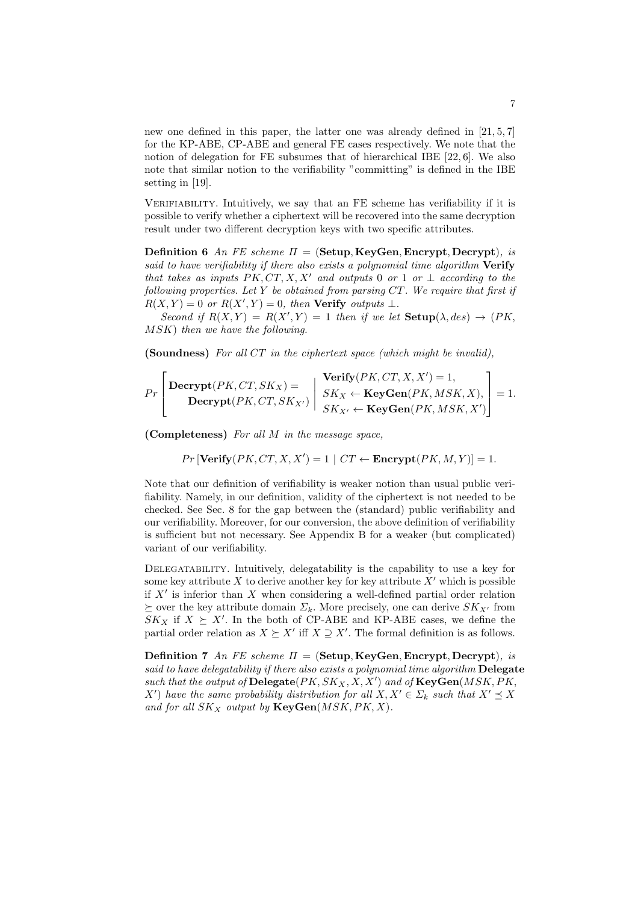new one defined in this paper, the latter one was already defined in [21, 5, 7] for the KP-ABE, CP-ABE and general FE cases respectively. We note that the notion of delegation for FE subsumes that of hierarchical IBE [22, 6]. We also note that similar notion to the verifiability "committing" is defined in the IBE setting in [19].

Verifiability. Intuitively, we say that an FE scheme has verifiability if it is possible to verify whether a ciphertext will be recovered into the same decryption result under two different decryption keys with two specific attributes.

**Definition 6** *An FE scheme $\Pi = (\mathbf{Setup}, \mathbf{KeyGen}, \mathbf{Encrypt}, \mathbf{Decrypt})$, is said to have verifiability if there also exists a polynomial time algorithm* **Verify** *that takes as inputs $PK, CT, X, X'$ and outputs 0 or 1 or $\perp$ according to the following properties. Let $Y$ be obtained from parsing $CT$. We require that first if $R(X, Y) = 0$ or $R(X', Y) = 0$, then* **Verify** *outputs $\perp$.*

*Second if $R(X, Y) = R(X', Y) = 1$ then if we let $\mathbf{Setup}(\lambda, des) \rightarrow (PK, MSK)$ then we have the following.*

**(Soundness)** *For all $CT$ in the ciphertext space (which might be invalid),*

$$Pr\left[\begin{array}{c}\mathbf{Decrypt}(PK, CT, SK_X) = \\ \mathbf{Decrypt}(PK, CT, SK_{X'})\end{array} \middle| \begin{array}{l}\mathbf{Verify}(PK, CT, X, X') = 1, \\ SK_X \leftarrow \mathbf{KeyGen}(PK, MSK, X), \\ SK_{X'} \leftarrow \mathbf{KeyGen}(PK, MSK, X')\end{array}\right] = 1.$$

**(Completeness)** *For all $M$ in the message space,*

$$Pr\left[\mathbf{Verify}(PK, CT, X, X') = 1 \mid CT \leftarrow \mathbf{Encrypt}(PK, M, Y)\right] = 1.$$

Note that our definition of verifiability is weaker notion than usual public verifiability. Namely, in our definition, validity of the ciphertext is not needed to be checked. See Sec. 8 for the gap between the (standard) public verifiability and our verifiability. Moreover, for our conversion, the above definition of verifiability is sufficient but not necessary. See Appendix B for a weaker (but complicated) variant of our verifiability.

Delegatability. Intuitively, delegatability is the capability to use a key for some key attribute $X$ to derive another key for key attribute $X'$ which is possible if $X'$ is inferior than $X$ when considering a well-defined partial order relation $\succeq$ over the key attribute domain $\Sigma_k$. More precisely, one can derive $SK_{X'}$ from $SK_X$ if $X \succeq X'$. In the both of CP-ABE and KP-ABE cases, we define the partial order relation as $X \succeq X'$ iff $X \supseteq X'$. The formal definition is as follows.

**Definition 7** *An FE scheme $\Pi = (\mathbf{Setup}, \mathbf{KeyGen}, \mathbf{Encrypt}, \mathbf{Decrypt})$, is said to have delegatability if there also exists a polynomial time algorithm* **Delegate** *such that the output of $\mathbf{Delegate}(PK, SK_X, X, X')$ and of $\mathbf{KeyGen}(MSK, PK, X')$ have the same probability distribution for all $X, X' \in \Sigma_k$ such that $X' \preceq X$ and for all $SK_X$ output by $\mathbf{KeyGen}(MSK, PK, X)$.*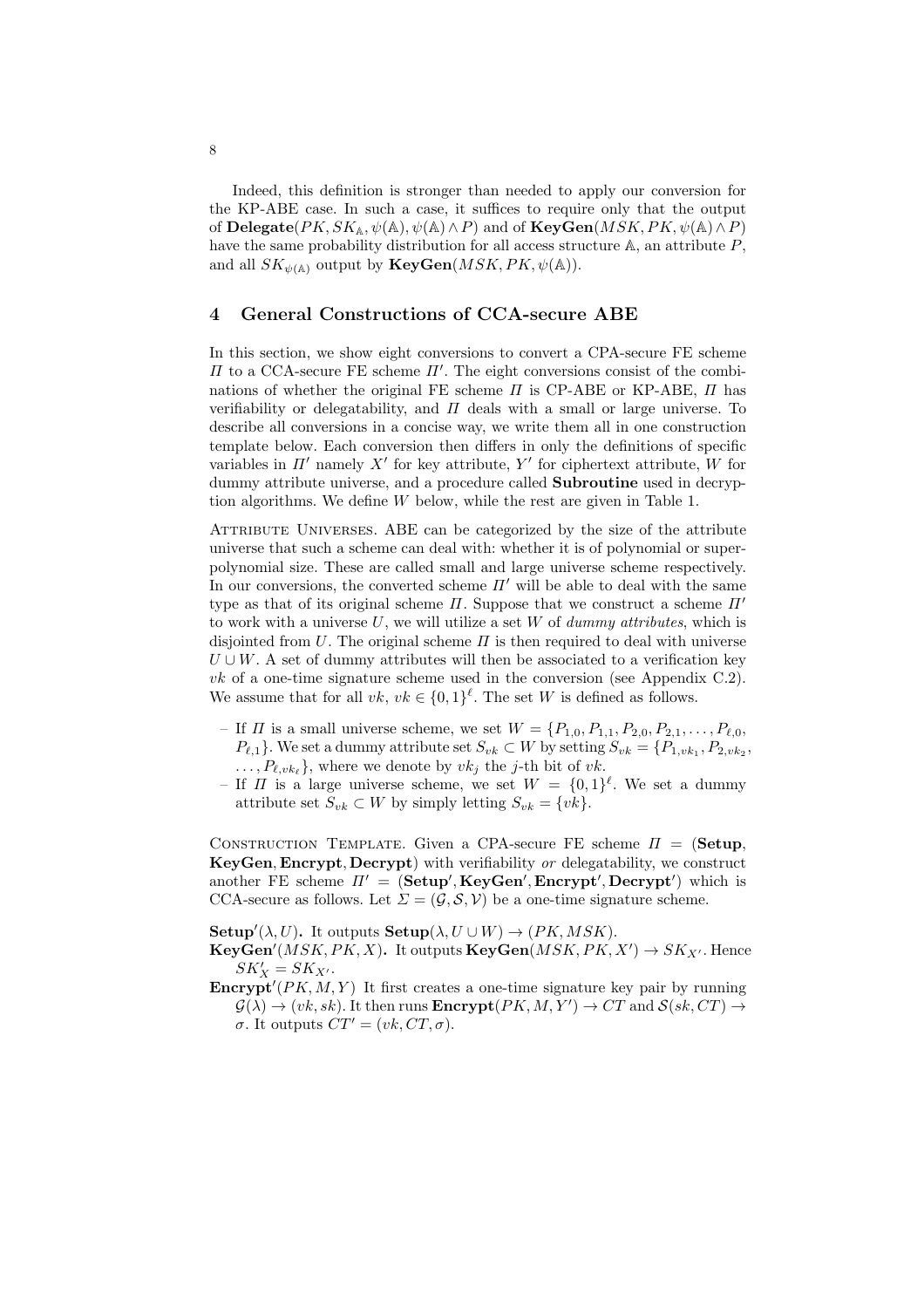Indeed, this definition is stronger than needed to apply our conversion for the KP-ABE case. In such a case, it suffices to require only that the output of $\mathbf{Delegate}(PK, SK_{\mathbb{A}}, \psi(\mathbb{A}), \psi(\mathbb{A}) \wedge P)$ and of $\mathbf{KeyGen}(MSK, PK, \psi(\mathbb{A}) \wedge P)$ have the same probability distribution for all access structure $\mathbb{A}$, an attribute $P$, and all $SK_{\psi(\mathbb{A})}$ output by $\mathbf{KeyGen}(MSK, PK, \psi(\mathbb{A}))$.

## 4 General Constructions of CCA-secure ABE

In this section, we show eight conversions to convert a CPA-secure FE scheme $\Pi$ to a CCA-secure FE scheme $\Pi'$. The eight conversions consist of the combinations of whether the original FE scheme $\Pi$ is CP-ABE or KP-ABE, $\Pi$ has verifiability or delegatability, and $\Pi$ deals with a small or large universe. To describe all conversions in a concise way, we write them all in one construction template below. Each conversion then differs in only the definitions of specific variables in $\Pi'$ namely $X'$ for key attribute, $Y'$ for ciphertext attribute, $W$ for dummy attribute universe, and a procedure called **Subroutine** used in decryption algorithms. We define $W$ below, while the rest are given in Table 1.

Attribute Universes. ABE can be categorized by the size of the attribute universe that such a scheme can deal with: whether it is of polynomial or super-polynomial size. These are called small and large universe scheme respectively. In our conversions, the converted scheme $\Pi'$ will be able to deal with the same type as that of its original scheme $\Pi$. Suppose that we construct a scheme $\Pi'$ to work with a universe $U$, we will utilize a set $W$ of *dummy attributes*, which is disjointed from $U$. The original scheme $\Pi$ is then required to deal with universe $U \cup W$. A set of dummy attributes will then be associated to a verification key $vk$ of a one-time signature scheme used in the conversion (see Appendix C.2). We assume that for all $vk$, $vk \in \{0,1\}^{\ell}$. The set $W$ is defined as follows.

- If $\Pi$ is a small universe scheme, we set $W = \{P_{1,0}, P_{1,1}, P_{2,0}, P_{2,1}, \ldots, P_{\ell,0}, P_{\ell,1}\}$. We set a dummy attribute set $S_{vk} \subset W$ by setting $S_{vk} = \{P_{1,vk_1}, P_{2,vk_2}, \ldots, P_{\ell,vk_\ell}\}$, where we denote by $vk_j$ the $j$-th bit of $vk$.
- If $\Pi$ is a large universe scheme, we set $W = \{0,1\}^{\ell}$. We set a dummy attribute set $S_{vk} \subset W$ by simply letting $S_{vk} = \{vk\}$.

Construction Template. Given a CPA-secure FE scheme $\Pi = (\mathbf{Setup}, \mathbf{KeyGen}, \mathbf{Encrypt}, \mathbf{Decrypt})$ with verifiability *or* delegatability, we construct another FE scheme $\Pi' = (\mathbf{Setup'}, \mathbf{KeyGen'}, \mathbf{Encrypt'}, \mathbf{Decrypt'})$ which is CCA-secure as follows. Let $\Sigma = (\mathcal{G}, \mathcal{S}, \mathcal{V})$ be a one-time signature scheme.

**$\mathbf{Setup'}(\lambda, U)$.** It outputs $\mathbf{Setup}(\lambda, U \cup W) \to (PK, MSK)$.

**$\mathbf{KeyGen'}(MSK, PK, X)$.** It outputs $\mathbf{KeyGen}(MSK, PK, X') \to SK_{X'}$. Hence $SK'_X = SK_{X'}$.

**$\mathbf{Encrypt'}(PK, M, Y)$** It first creates a one-time signature key pair by running $\mathcal{G}(\lambda) \to (vk, sk)$. It then runs $\mathbf{Encrypt}(PK, M, Y') \to CT$ and $\mathcal{S}(sk, CT) \to \sigma$. It outputs $CT' = (vk, CT, \sigma)$.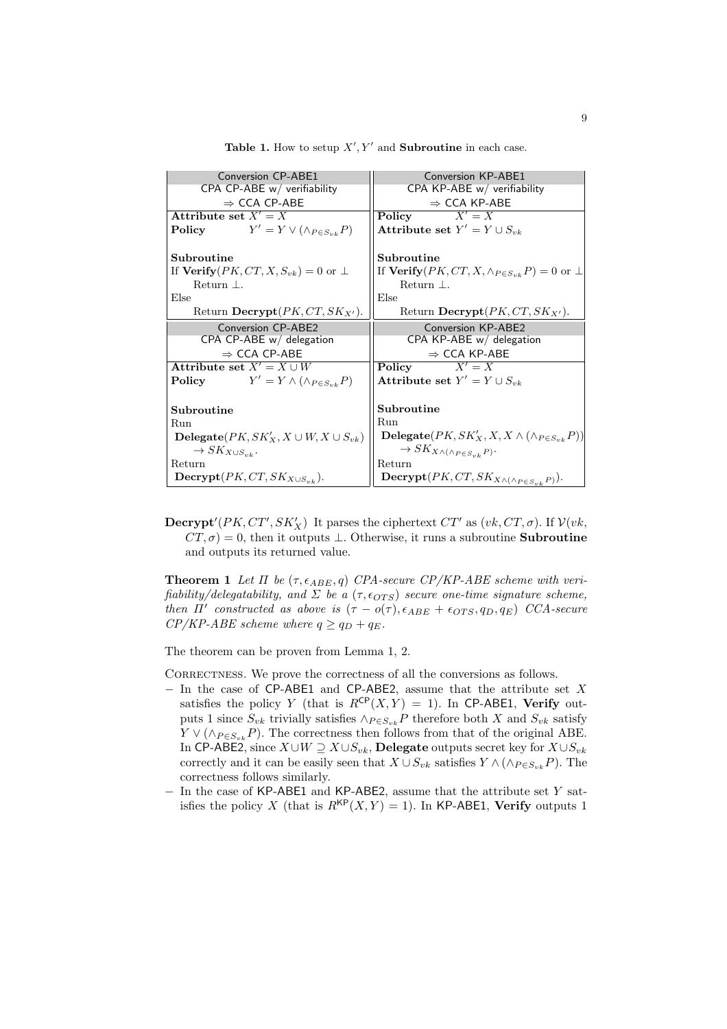**Table 1.** How to setup $X', Y'$ and **Subroutine** in each case.

| Conversion CP-ABE1 | Conversion KP-ABE1 |
|---|---|
| CPA CP-ABE w/ verifiability $\Rightarrow$ CCA CP-ABE | CPA KP-ABE w/ verifiability $\Rightarrow$ CCA KP-ABE |
| **Attribute set** $X' = X$ | **Policy** $X' = X$ |
| **Policy** $Y' = Y \vee (\wedge_{P \in S_{vk}} P)$ | **Attribute set** $Y' = Y \cup S_{vk}$ |
| **Subroutine** | **Subroutine** |
| If **Verify**$(PK, CT, X, S_{vk}) = 0$ or $\perp$ | If **Verify**$(PK, CT, X, \wedge_{P \in S_{vk}} P) = 0$ or $\perp$ |
| Return $\perp$. | Return $\perp$. |
| Else | Else |
| Return **Decrypt**$(PK, CT, SK_{X'})$. | Return **Decrypt**$(PK, CT, SK_{X'})$. |
| **Conversion CP-ABE2** | **Conversion KP-ABE2** |
| CPA CP-ABE w/ delegation $\Rightarrow$ CCA CP-ABE | CPA KP-ABE w/ delegation $\Rightarrow$ CCA KP-ABE |
| **Attribute set** $X' = X \cup W$ | **Policy** $X' = X$ |
| **Policy** $Y' = Y \wedge (\wedge_{P \in S_{vk}} P)$ | **Attribute set** $Y' = Y \cup S_{vk}$ |
| **Subroutine** | **Subroutine** |
| Run | Run |
| **Delegate**$(PK, SK'_X, X \cup W, X \cup S_{vk})$ $\rightarrow SK_{X \cup S_{vk}}$. | **Delegate**$(PK, SK'_X, X, X \wedge (\wedge_{P \in S_{vk}} P))$ $\rightarrow SK_{X \wedge (\wedge_{P \in S_{vk}} P)}$. |
| Return | Return |
| **Decrypt**$(PK, CT, SK_{X \cup S_{vk}})$. | **Decrypt**$(PK, CT, SK_{X \wedge (\wedge_{P \in S_{vk}} P)})$. |

**Decrypt**$'(PK, CT', SK'_X)$ It parses the ciphertext $CT'$ as $(vk, CT, \sigma)$. If $\mathcal{V}(vk, CT, \sigma) = 0$, then it outputs $\perp$. Otherwise, it runs a subroutine **Subroutine** and outputs its returned value.

**Theorem 1** *Let $\Pi$ be $(\tau, \epsilon_{ABE}, q)$ CPA-secure CP/KP-ABE scheme with verifiability/delegatability, and $\Sigma$ be a $(\tau, \epsilon_{OTS})$ secure one-time signature scheme, then $\Pi'$ constructed as above is $(\tau - o(\tau), \epsilon_{ABE} + \epsilon_{OTS}, q_D, q_E)$ CCA-secure CP/KP-ABE scheme where $q \geq q_D + q_E$.*

The theorem can be proven from Lemma 1, 2.

Correctness. We prove the correctness of all the conversions as follows.

- In the case of CP-ABE1 and CP-ABE2, assume that the attribute set $X$ satisfies the policy $Y$ (that is $R^{\mathsf{CP}}(X, Y) = 1$). In CP-ABE1, **Verify** outputs 1 since $S_{vk}$ trivially satisfies $\wedge_{P \in S_{vk}} P$ therefore both $X$ and $S_{vk}$ satisfy $Y \vee (\wedge_{P \in S_{vk}} P)$. The correctness then follows from that of the original ABE. In CP-ABE2, since $X \cup W \supseteq X \cup S_{vk}$, **Delegate** outputs secret key for $X \cup S_{vk}$ correctly and it can be easily seen that $X \cup S_{vk}$ satisfies $Y \wedge (\wedge_{P \in S_{vk}} P)$. The correctness follows similarly.
- In the case of KP-ABE1 and KP-ABE2, assume that the attribute set $Y$ satisfies the policy $X$ (that is $R^{\mathsf{KP}}(X, Y) = 1$). In KP-ABE1, **Verify** outputs 1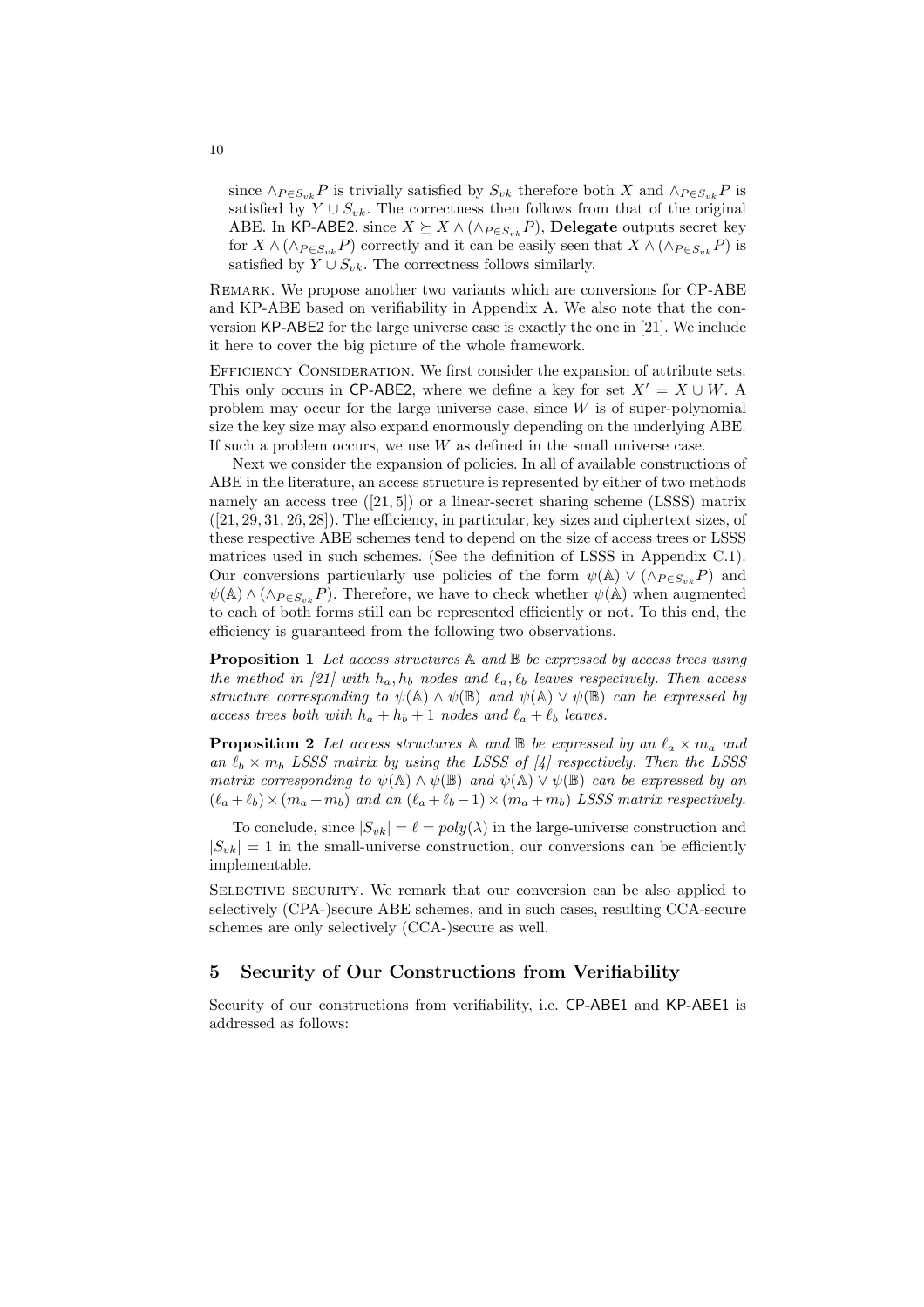since $\wedge_{P \in S_{vk}} P$ is trivially satisfied by $S_{vk}$ therefore both $X$ and $\wedge_{P \in S_{vk}} P$ is satisfied by $Y \cup S_{vk}$. The correctness then follows from that of the original ABE. In KP-ABE2, since $X \succeq X \wedge (\wedge_{P \in S_{vk}} P)$, **Delegate** outputs secret key for $X \wedge (\wedge_{P \in S_{vk}} P)$ correctly and it can be easily seen that $X \wedge (\wedge_{P \in S_{vk}} P)$ is satisfied by $Y \cup S_{vk}$. The correctness follows similarly.

Remark. We propose another two variants which are conversions for CP-ABE and KP-ABE based on verifiability in Appendix A. We also note that the conversion KP-ABE2 for the large universe case is exactly the one in [21]. We include it here to cover the big picture of the whole framework.

Efficiency Consideration. We first consider the expansion of attribute sets. This only occurs in CP-ABE2, where we define a key for set $X' = X \cup W$. A problem may occur for the large universe case, since $W$ is of super-polynomial size the key size may also expand enormously depending on the underlying ABE. If such a problem occurs, we use $W$ as defined in the small universe case.

Next we consider the expansion of policies. In all of available constructions of ABE in the literature, an access structure is represented by either of two methods namely an access tree ([21, 5]) or a linear-secret sharing scheme (LSSS) matrix ([21, 29, 31, 26, 28]). The efficiency, in particular, key sizes and ciphertext sizes, of these respective ABE schemes tend to depend on the size of access trees or LSSS matrices used in such schemes. (See the definition of LSSS in Appendix C.1). Our conversions particularly use policies of the form $\psi(\mathbb{A}) \vee (\wedge_{P \in S_{vk}} P)$ and $\psi(\mathbb{A}) \wedge (\wedge_{P \in S_{vk}} P)$. Therefore, we have to check whether $\psi(\mathbb{A})$ when augmented to each of both forms still can be represented efficiently or not. To this end, the efficiency is guaranteed from the following two observations.

**Proposition 1** *Let access structures $\mathbb{A}$ and $\mathbb{B}$ be expressed by access trees using the method in [21] with $h_a, h_b$ nodes and $\ell_a, \ell_b$ leaves respectively. Then access structure corresponding to $\psi(\mathbb{A}) \wedge \psi(\mathbb{B})$ and $\psi(\mathbb{A}) \vee \psi(\mathbb{B})$ can be expressed by access trees both with $h_a + h_b + 1$ nodes and $\ell_a + \ell_b$ leaves.*

**Proposition 2** *Let access structures $\mathbb{A}$ and $\mathbb{B}$ be expressed by an $\ell_a \times m_a$ and an $\ell_b \times m_b$ LSSS matrix by using the LSSS of [4] respectively. Then the LSSS matrix corresponding to $\psi(\mathbb{A}) \wedge \psi(\mathbb{B})$ and $\psi(\mathbb{A}) \vee \psi(\mathbb{B})$ can be expressed by an $(\ell_a + \ell_b) \times (m_a + m_b)$ and an $(\ell_a + \ell_b - 1) \times (m_a + m_b)$ LSSS matrix respectively.*

To conclude, since $|S_{vk}| = \ell = poly(\lambda)$ in the large-universe construction and $|S_{vk}| = 1$ in the small-universe construction, our conversions can be efficiently implementable.

Selective security. We remark that our conversion can be also applied to selectively (CPA-)secure ABE schemes, and in such cases, resulting CCA-secure schemes are only selectively (CCA-)secure as well.

## 5 Security of Our Constructions from Verifiability

Security of our constructions from verifiability, i.e. CP-ABE1 and KP-ABE1 is addressed as follows: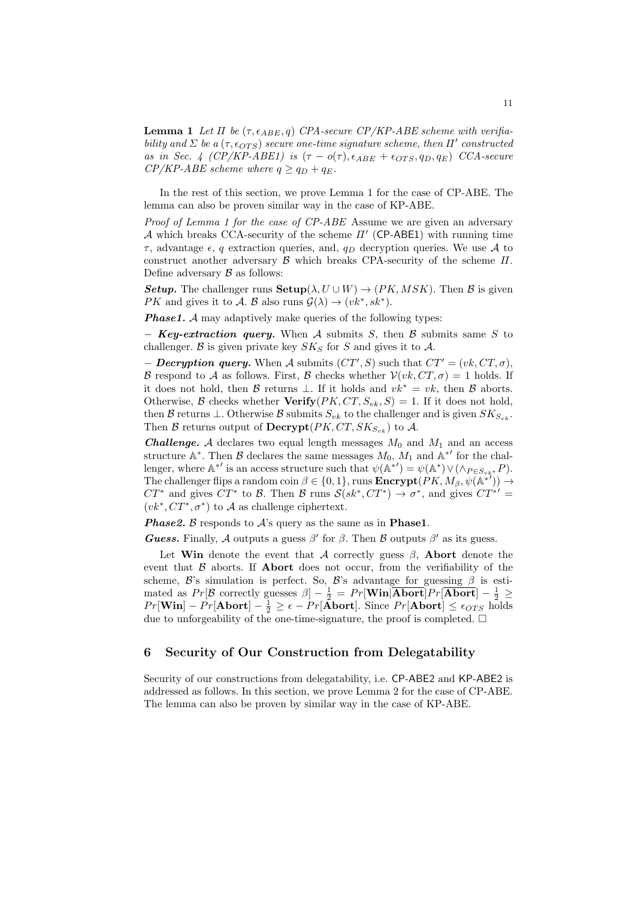**Lemma 1** *Let $\Pi$ be $(\tau, \epsilon_{ABE}, q)$ CPA-secure CP/KP-ABE scheme with verifiability and $\Sigma$ be a $(\tau, \epsilon_{OTS})$ secure one-time signature scheme, then $\Pi'$ constructed as in Sec. 4 (CP/KP-ABE1) is $(\tau - o(\tau), \epsilon_{ABE} + \epsilon_{OTS}, q_D, q_E)$ CCA-secure CP/KP-ABE scheme where $q \geq q_D + q_E$.*

In the rest of this section, we prove Lemma 1 for the case of CP-ABE. The lemma can also be proven similar way in the case of KP-ABE.

*Proof of Lemma 1 for the case of CP-ABE* Assume we are given an adversary $\mathcal{A}$ which breaks CCA-security of the scheme $\Pi'$ (CP-ABE1) with running time $\tau$, advantage $\epsilon$, $q$ extraction queries, and, $q_D$ decryption queries. We use $\mathcal{A}$ to construct another adversary $\mathcal{B}$ which breaks CPA-security of the scheme $\Pi$. Define adversary $\mathcal{B}$ as follows:

***Setup.*** The challenger runs $\mathbf{Setup}(\lambda, U \cup W) \rightarrow (PK, MSK)$. Then $\mathcal{B}$ is given $PK$ and gives it to $\mathcal{A}$. $\mathcal{B}$ also runs $\mathcal{G}(\lambda) \rightarrow (vk^*, sk^*)$.

***Phase1.*** $\mathcal{A}$ may adaptively make queries of the following types:

– ***Key-extraction query.*** When $\mathcal{A}$ submits $S$, then $\mathcal{B}$ submits same $S$ to challenger. $\mathcal{B}$ is given private key $SK_S$ for $S$ and gives it to $\mathcal{A}$.

– ***Decryption query.*** When $\mathcal{A}$ submits $(CT', S)$ such that $CT' = (vk, CT, \sigma)$, $\mathcal{B}$ respond to $\mathcal{A}$ as follows. First, $\mathcal{B}$ checks whether $\mathcal{V}(vk, CT, \sigma) = 1$ holds. If it does not hold, then $\mathcal{B}$ returns $\perp$. If it holds and $vk^* = vk$, then $\mathcal{B}$ aborts. Otherwise, $\mathcal{B}$ checks whether $\mathbf{Verify}(PK, CT, S_{vk}, S) = 1$. If it does not hold, then $\mathcal{B}$ returns $\perp$. Otherwise $\mathcal{B}$ submits $S_{vk}$ to the challenger and is given $SK_{S_{vk}}$. Then $\mathcal{B}$ returns output of $\mathbf{Decrypt}(PK, CT, SK_{S_{vk}})$ to $\mathcal{A}$.

***Challenge.*** $\mathcal{A}$ declares two equal length messages $M_0$ and $M_1$ and an access structure $\mathbb{A}^*$. Then $\mathcal{B}$ declares the same messages $M_0$, $M_1$ and $\mathbb{A}^{*\prime}$ for the challenger, where $\mathbb{A}^{*\prime}$ is an access structure such that $\psi(\mathbb{A}^{*\prime}) = \psi(\mathbb{A}^*) \vee (\wedge_{P \in S_{vk^*}} P)$. The challenger flips a random coin $\beta \in \{0, 1\}$, runs $\mathbf{Encrypt}(PK, M_\beta, \psi(\mathbb{A}^{*\prime})) \rightarrow CT^*$ and gives $CT^*$ to $\mathcal{B}$. Then $\mathcal{B}$ runs $\mathcal{S}(sk^*, CT^*) \rightarrow \sigma^*$, and gives $CT^{*\prime} = (vk^*, CT^*, \sigma^*)$ to $\mathcal{A}$ as challenge ciphertext.

***Phase2.*** $\mathcal{B}$ responds to $\mathcal{A}$'s query as the same as in **Phase1**.

***Guess.*** Finally, $\mathcal{A}$ outputs a guess $\beta'$ for $\beta$. Then $\mathcal{B}$ outputs $\beta'$ as its guess.

Let **Win** denote the event that $\mathcal{A}$ correctly guess $\beta$, **Abort** denote the event that $\mathcal{B}$ aborts. If **Abort** does not occur, from the verifiability of the scheme, $\mathcal{B}$'s simulation is perfect. So, $\mathcal{B}$'s advantage for guessing $\beta$ is estimated as $Pr[\mathcal{B} \text{ correctly guesses } \beta] - \frac{1}{2} = Pr[\mathbf{Win}|\overline{\mathbf{Abort}}]Pr[\overline{\mathbf{Abort}}] - \frac{1}{2} \geq Pr[\mathbf{Win}] - Pr[\mathbf{Abort}] - \frac{1}{2} \geq \epsilon - Pr[\mathbf{Abort}]$. Since $Pr[\mathbf{Abort}] \leq \epsilon_{OTS}$ holds due to unforgeability of the one-time-signature, the proof is completed. □

## 6 Security of Our Construction from Delegatability

Security of our constructions from delegatability, i.e. CP-ABE2 and KP-ABE2 is addressed as follows. In this section, we prove Lemma 2 for the case of CP-ABE. The lemma can also be proven by similar way in the case of KP-ABE.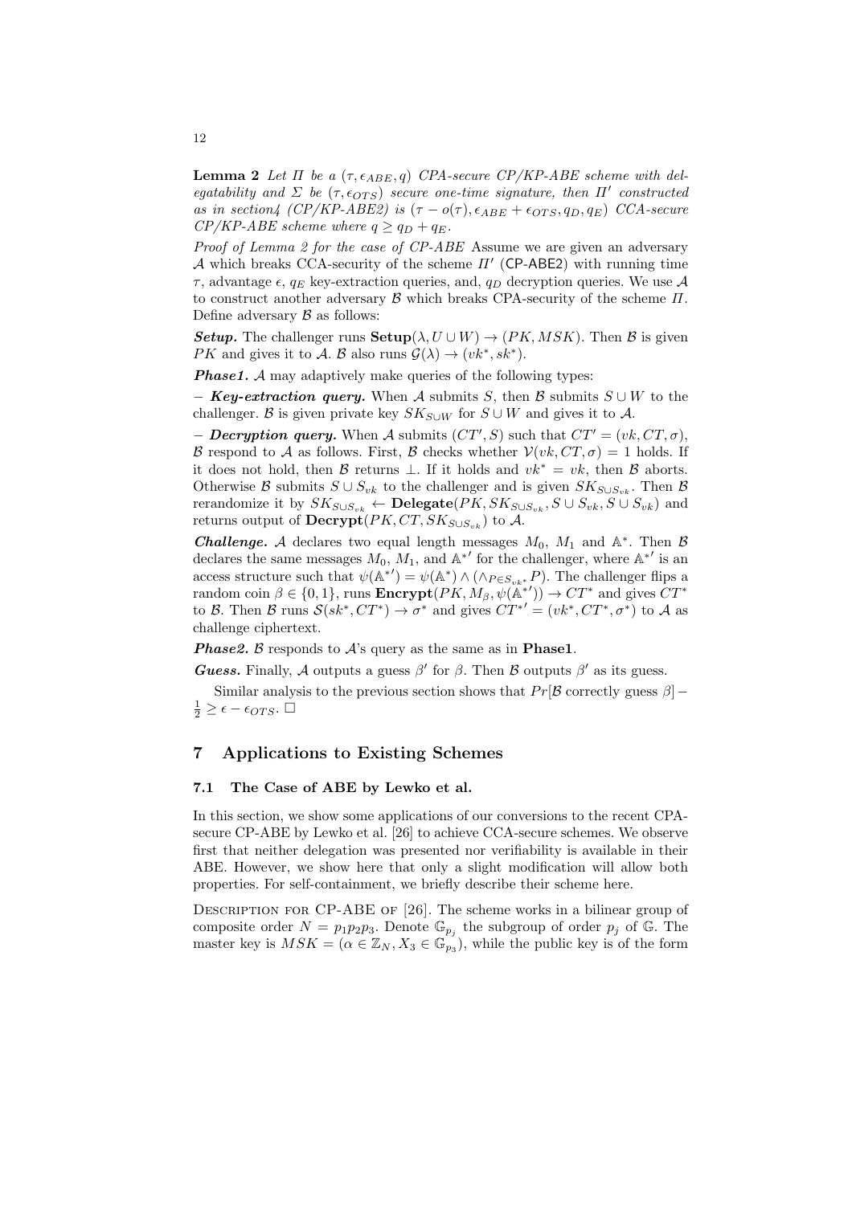**Lemma 2** *Let $\Pi$ be a $(\tau, \epsilon_{ABE}, q)$ CPA-secure CP/KP-ABE scheme with delegatability and $\Sigma$ be $(\tau, \epsilon_{OTS})$ secure one-time signature, then $\Pi'$ constructed as in section4 (CP/KP-ABE2) is $(\tau - o(\tau), \epsilon_{ABE} + \epsilon_{OTS}, q_D, q_E)$ CCA-secure CP/KP-ABE scheme where $q \geq q_D + q_E$.*

*Proof of Lemma 2 for the case of CP-ABE* Assume we are given an adversary $\mathcal{A}$ which breaks CCA-security of the scheme $\Pi'$ (CP-ABE2) with running time $\tau$, advantage $\epsilon$, $q_E$ key-extraction queries, and, $q_D$ decryption queries. We use $\mathcal{A}$ to construct another adversary $\mathcal{B}$ which breaks CPA-security of the scheme $\Pi$. Define adversary $\mathcal{B}$ as follows:

***Setup.*** The challenger runs $\textbf{Setup}(\lambda, U \cup W) \rightarrow (PK, MSK)$. Then $\mathcal{B}$ is given $PK$ and gives it to $\mathcal{A}$. $\mathcal{B}$ also runs $\mathcal{G}(\lambda) \rightarrow (vk^*, sk^*)$.

***Phase1.*** $\mathcal{A}$ may adaptively make queries of the following types:

– ***Key-extraction query.*** When $\mathcal{A}$ submits $S$, then $\mathcal{B}$ submits $S \cup W$ to the challenger. $\mathcal{B}$ is given private key $SK_{S \cup W}$ for $S \cup W$ and gives it to $\mathcal{A}$.

– ***Decryption query.*** When $\mathcal{A}$ submits $(CT', S)$ such that $CT' = (vk, CT, \sigma)$, $\mathcal{B}$ respond to $\mathcal{A}$ as follows. First, $\mathcal{B}$ checks whether $\mathcal{V}(vk, CT, \sigma) = 1$ holds. If it does not hold, then $\mathcal{B}$ returns $\perp$. If it holds and $vk^* = vk$, then $\mathcal{B}$ aborts. Otherwise $\mathcal{B}$ submits $S \cup S_{vk}$ to the challenger and is given $SK_{S \cup S_{vk}}$. Then $\mathcal{B}$ rerandomize it by $SK_{S \cup S_{vk}} \leftarrow \textbf{Delegate}(PK, SK_{S \cup S_{vk}}, S \cup S_{vk}, S \cup S_{vk})$ and returns output of $\textbf{Decrypt}(PK, CT, SK_{S \cup S_{vk}})$ to $\mathcal{A}$.

***Challenge.*** $\mathcal{A}$ declares two equal length messages $M_0$, $M_1$ and $\mathbb{A}^*$. Then $\mathcal{B}$ declares the same messages $M_0$, $M_1$, and $\mathbb{A}^{*\prime}$ for the challenger, where $\mathbb{A}^{*\prime}$ is an access structure such that $\psi(\mathbb{A}^{*\prime}) = \psi(\mathbb{A}^*) \wedge (\wedge_{P \in S_{vk^*}} P)$. The challenger flips a random coin $\beta \in \{0, 1\}$, runs $\textbf{Encrypt}(PK, M_\beta, \psi(\mathbb{A}^{*\prime})) \rightarrow CT^*$ and gives $CT^*$ to $\mathcal{B}$. Then $\mathcal{B}$ runs $\mathcal{S}(sk^*, CT^*) \rightarrow \sigma^*$ and gives $CT^{*\prime} = (vk^*, CT^*, \sigma^*)$ to $\mathcal{A}$ as challenge ciphertext.

***Phase2.*** $\mathcal{B}$ responds to $\mathcal{A}$'s query as the same as in **Phase1**.

***Guess.*** Finally, $\mathcal{A}$ outputs a guess $\beta'$ for $\beta$. Then $\mathcal{B}$ outputs $\beta'$ as its guess.

Similar analysis to the previous section shows that $Pr[\mathcal{B} \text{ correctly guess } \beta] - \frac{1}{2} \geq \epsilon - \epsilon_{OTS}$. □

## 7 Applications to Existing Schemes

### 7.1 The Case of ABE by Lewko et al.

In this section, we show some applications of our conversions to the recent CPA-secure CP-ABE by Lewko et al. [26] to achieve CCA-secure schemes. We observe first that neither delegation was presented nor verifiability is available in their ABE. However, we show here that only a slight modification will allow both properties. For self-containment, we briefly describe their scheme here.

Description for CP-ABE of [26]. The scheme works in a bilinear group of composite order $N = p_1 p_2 p_3$. Denote $\mathbb{G}_{p_j}$ the subgroup of order $p_j$ of $\mathbb{G}$. The master key is $MSK = (\alpha \in \mathbb{Z}_N, X_3 \in \mathbb{G}_{p_3})$, while the public key is of the form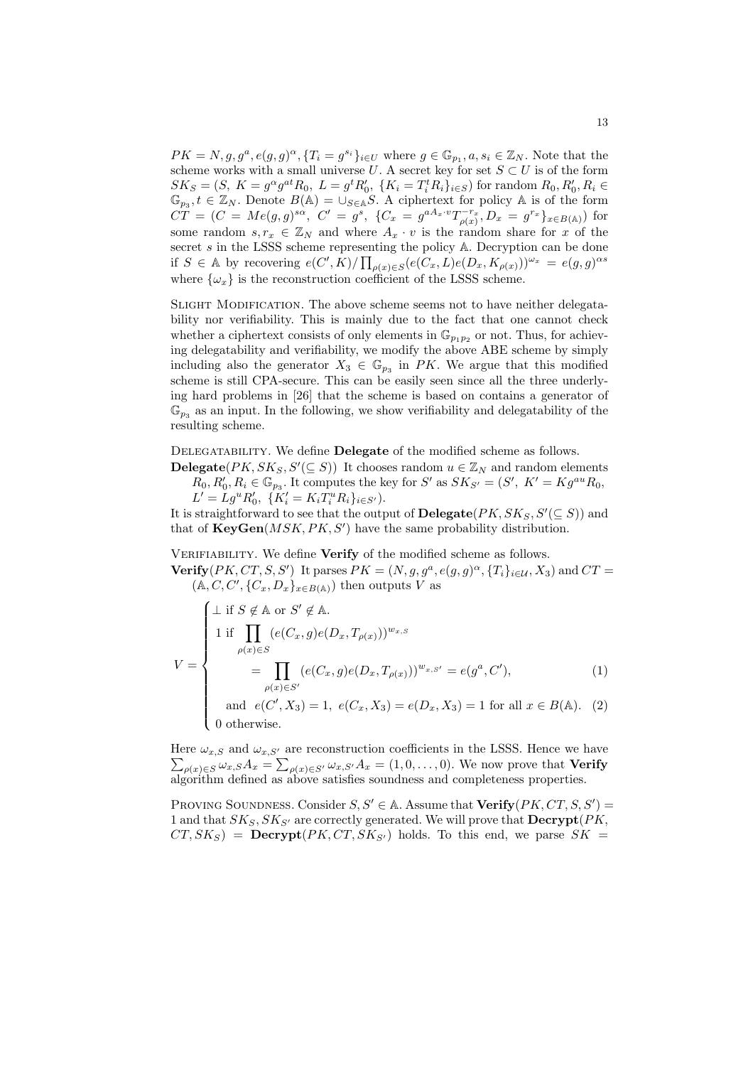$PK = N, g, g^a, e(g,g)^\alpha, \{T_i = g^{s_i}\}_{i \in U}$ where $g \in \mathbb{G}_{p_1}, a, s_i \in \mathbb{Z}_N$. Note that the scheme works with a small universe $U$. A secret key for set $S \subset U$ is of the form $SK_S = (S,\ K = g^\alpha g^{at} R_0,\ L = g^t R_0',\ \{K_i = T_i^t R_i\}_{i \in S})$ for random $R_0, R_0', R_i \in \mathbb{G}_{p_3}, t \in \mathbb{Z}_N$. Denote $B(\mathbb{A}) = \cup_{S \in \mathbb{A}} S$. A ciphertext for policy $\mathbb{A}$ is of the form $CT = (C = Me(g,g)^{s\alpha},\ C' = g^s,\ \{C_x = g^{aA_x \cdot v} T_{\rho(x)}^{-r_x}, D_x = g^{r_x}\}_{x \in B(\mathbb{A})})$ for some random $s, r_x \in \mathbb{Z}_N$ and where $A_x \cdot v$ is the random share for $x$ of the secret $s$ in the LSSS scheme representing the policy $\mathbb{A}$. Decryption can be done if $S \in \mathbb{A}$ by recovering $e(C', K)/\prod_{\rho(x) \in S}(e(C_x, L)e(D_x, K_{\rho(x)}))^{\omega_x} = e(g,g)^{\alpha s}$ where $\{\omega_x\}$ is the reconstruction coefficient of the LSSS scheme.

Slight Modification. The above scheme seems not to have neither delegatability nor verifiability. This is mainly due to the fact that one cannot check whether a ciphertext consists of only elements in $\mathbb{G}_{p_1 p_2}$ or not. Thus, for achieving delegatability and verifiability, we modify the above ABE scheme by simply including also the generator $X_3 \in \mathbb{G}_{p_3}$ in $PK$. We argue that this modified scheme is still CPA-secure. This can be easily seen since all the three underlying hard problems in [26] that the scheme is based on contains a generator of $\mathbb{G}_{p_3}$ as an input. In the following, we show verifiability and delegatability of the resulting scheme.

Delegatability. We define **Delegate** of the modified scheme as follows.

**Delegate**$(PK, SK_S, S'(\subseteq S))$ It chooses random $u \in \mathbb{Z}_N$ and random elements $R_0, R_0', R_i \in \mathbb{G}_{p_3}$. It computes the key for $S'$ as $SK_{S'} = (S',\ K' = Kg^{au}R_0,\ L' = Lg^u R_0',\ \{K_i' = K_i T_i^u R_i\}_{i \in S'})$.

It is straightforward to see that the output of **Delegate**$(PK, SK_S, S'(\subseteq S))$ and that of **KeyGen**$(MSK, PK, S')$ have the same probability distribution.

Verifiability. We define **Verify** of the modified scheme as follows.

**Verify**$(PK, CT, S, S')$ It parses $PK = (N, g, g^a, e(g,g)^\alpha, \{T_i\}_{i \in \mathcal{U}}, X_3)$ and $CT = (\mathbb{A}, C, C', \{C_x, D_x\}_{x \in B(\mathbb{A})})$ then outputs $V$ as

$$
V = \begin{cases}
\perp \text{ if } S \notin \mathbb{A} \text{ or } S' \notin \mathbb{A}. \\
1 \text{ if } \prod_{\rho(x) \in S} (e(C_x, g)e(D_x, T_{\rho(x)}))^{w_{x,S}} \\
\qquad = \prod_{\rho(x) \in S'} (e(C_x, g)e(D_x, T_{\rho(x)}))^{w_{x,S'}} = e(g^a, C'), \qquad (1) \\
\quad \text{and } \ e(C', X_3) = 1,\ e(C_x, X_3) = e(D_x, X_3) = 1 \text{ for all } x \in B(\mathbb{A}). \quad (2) \\
0 \text{ otherwise.}
\end{cases}
$$

Here $\omega_{x,S}$ and $\omega_{x,S'}$ are reconstruction coefficients in the LSSS. Hence we have $\sum_{\rho(x) \in S} \omega_{x,S} A_x = \sum_{\rho(x) \in S'} \omega_{x,S'} A_x = (1, 0, \ldots, 0)$. We now prove that **Verify** algorithm defined as above satisfies soundness and completeness properties.

Proving Soundness. Consider $S, S' \in \mathbb{A}$. Assume that **Verify**$(PK, CT, S, S') = 1$ and that $SK_S, SK_{S'}$ are correctly generated. We will prove that **Decrypt**$(PK, CT, SK_S) =$ **Decrypt**$(PK, CT, SK_{S'})$ holds. To this end, we parse $SK =$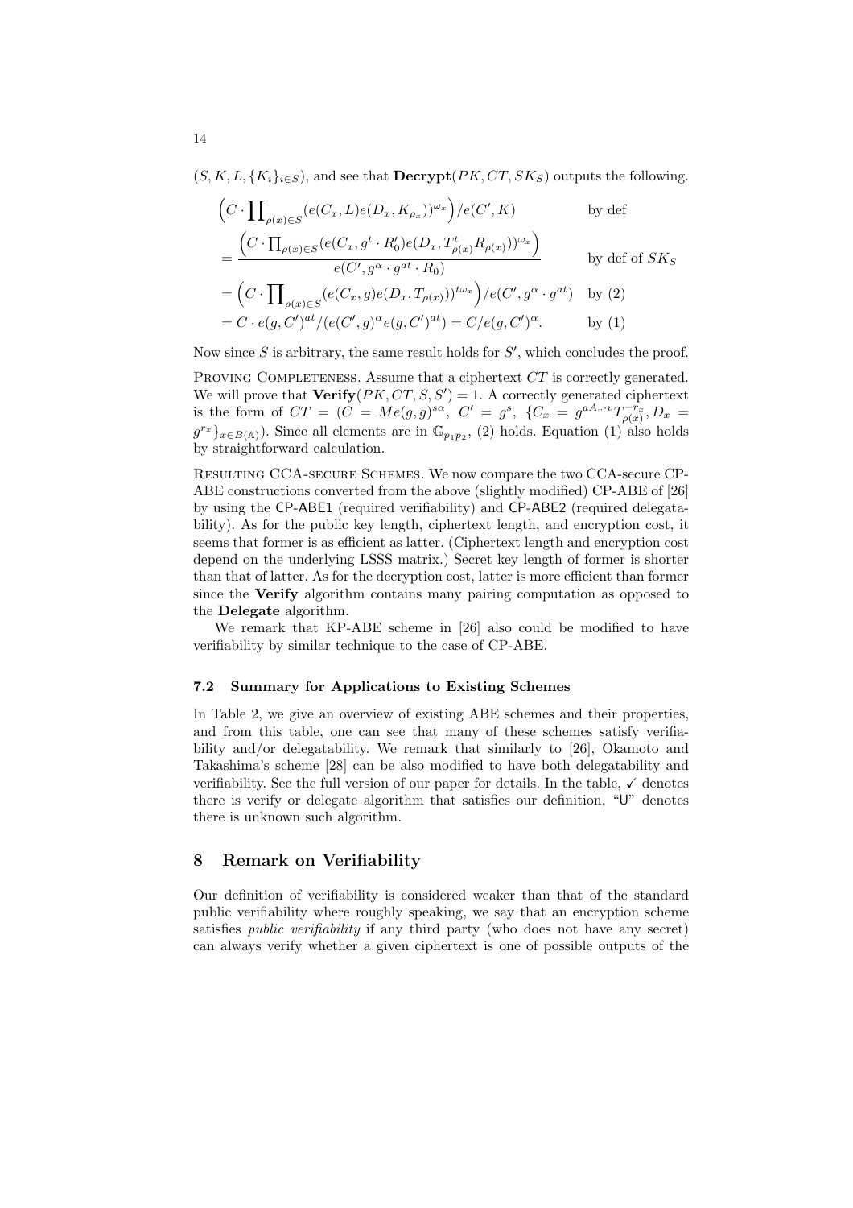$(S, K, L, \{K_i\}_{i \in S})$, and see that **Decrypt**$(PK, CT, SK_S)$ outputs the following.

$$
\begin{aligned}
&\Big(C \cdot \prod_{\rho(x)\in S} (e(C_x, L) e(D_x, K_{\rho_x}))^{\omega_x}\Big) / e(C', K) && \text{by def} \\
&= \frac{\Big(C \cdot \prod_{\rho(x)\in S} (e(C_x, g^t \cdot R'_0) e(D_x, T^t_{\rho(x)} R_{\rho(x)}))^{\omega_x}\Big)}{e(C', g^\alpha \cdot g^{at} \cdot R_0)} && \text{by def of } SK_S \\
&= \Big(C \cdot \prod_{\rho(x)\in S} (e(C_x, g) e(D_x, T_{\rho(x)}))^{t\omega_x}\Big) / e(C', g^\alpha \cdot g^{at}) && \text{by (2)} \\
&= C \cdot e(g, C')^{at} / (e(C', g)^\alpha e(g, C')^{at}) = C / e(g, C')^\alpha. && \text{by (1)}
\end{aligned}
$$

Now since $S$ is arbitrary, the same result holds for $S'$, which concludes the proof.

Proving Completeness. Assume that a ciphertext $CT$ is correctly generated. We will prove that **Verify**$(PK, CT, S, S') = 1$. A correctly generated ciphertext is the form of $CT = (C = Me(g,g)^{s\alpha},\ C' = g^s,\ \{C_x = g^{aA_x \cdot v} T^{-r_x}_{\rho(x)}, D_x = g^{r_x}\}_{x \in B(\mathbb{A})})$. Since all elements are in $\mathbb{G}_{p_1 p_2}$, (2) holds. Equation (1) also holds by straightforward calculation.

Resulting CCA-secure Schemes. We now compare the two CCA-secure CP-ABE constructions converted from the above (slightly modified) CP-ABE of [26] by using the CP-ABE1 (required verifiability) and CP-ABE2 (required delegatability). As for the public key length, ciphertext length, and encryption cost, it seems that former is as efficient as latter. (Ciphertext length and encryption cost depend on the underlying LSSS matrix.) Secret key length of former is shorter than that of latter. As for the decryption cost, latter is more efficient than former since the **Verify** algorithm contains many pairing computation as opposed to the **Delegate** algorithm.

We remark that KP-ABE scheme in [26] also could be modified to have verifiability by similar technique to the case of CP-ABE.

### 7.2 Summary for Applications to Existing Schemes

In Table 2, we give an overview of existing ABE schemes and their properties, and from this table, one can see that many of these schemes satisfy verifiability and/or delegatability. We remark that similarly to [26], Okamoto and Takashima's scheme [28] can be also modified to have both delegatability and verifiability. See the full version of our paper for details. In the table, ✓ denotes there is verify or delegate algorithm that satisfies our definition, "U" denotes there is unknown such algorithm.

## 8 Remark on Verifiability

Our definition of verifiability is considered weaker than that of the standard public verifiability where roughly speaking, we say that an encryption scheme satisfies *public verifiability* if any third party (who does not have any secret) can always verify whether a given ciphertext is one of possible outputs of the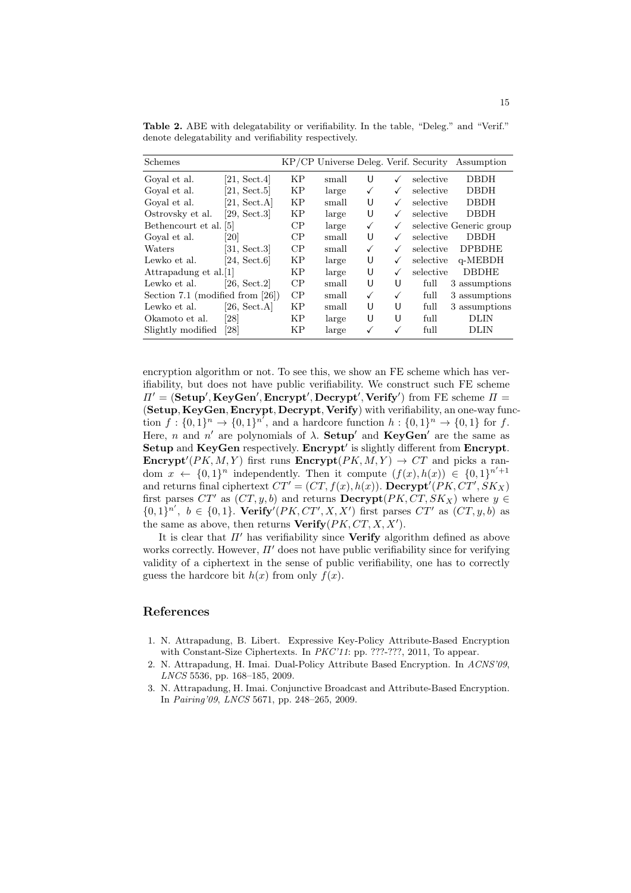**Table 2.** ABE with delegatability or verifiability. In the table, "Deleg." and "Verif." denote delegatability and verifiability respectively.

| Schemes | | KP/CP | Universe | Deleg. | Verif. | Security | Assumption |
|---|---|---|---|---|---|---|---|
| Goyal et al. | [21, Sect.4] | KP | small | U | ✓ | selective | DBDH |
| Goyal et al. | [21, Sect.5] | KP | large | ✓ | ✓ | selective | DBDH |
| Goyal et al. | [21, Sect.A] | KP | small | U | ✓ | selective | DBDH |
| Ostrovsky et al. | [29, Sect.3] | KP | large | U | ✓ | selective | DBDH |
| Bethencourt et al. [5] | | CP | large | ✓ | ✓ | selective | Generic group |
| Goyal et al. | [20] | CP | small | U | ✓ | selective | DBDH |
| Waters | [31, Sect.3] | CP | small | ✓ | ✓ | selective | DPBDHE |
| Lewko et al. | [24, Sect.6] | KP | large | U | ✓ | selective | q-MEBDH |
| Attrapadung et al.[1] | | KP | large | U | ✓ | selective | DBDHE |
| Lewko et al. | [26, Sect.2] | CP | small | U | U | full | 3 assumptions |
| Section 7.1 (modified from [26]) | | CP | small | ✓ | ✓ | full | 3 assumptions |
| Lewko et al. | [26, Sect.A] | KP | small | U | U | full | 3 assumptions |
| Okamoto et al. | [28] | KP | large | U | U | full | DLIN |
| Slightly modified | [28] | KP | large | ✓ | ✓ | full | DLIN |

encryption algorithm or not. To see this, we show an FE scheme which has verifiability, but does not have public verifiability. We construct such FE scheme $\Pi' = (\mathbf{Setup}', \mathbf{KeyGen}', \mathbf{Encrypt}', \mathbf{Decrypt}', \mathbf{Verify}')$ from FE scheme $\Pi = (\mathbf{Setup}, \mathbf{KeyGen}, \mathbf{Encrypt}, \mathbf{Decrypt}, \mathbf{Verify})$ with verifiability, an one-way function $f : \{0,1\}^n \to \{0,1\}^{n'}$, and a hardcore function $h : \{0,1\}^n \to \{0,1\}$ for $f$. Here, $n$ and $n'$ are polynomials of $\lambda$. $\mathbf{Setup}'$ and $\mathbf{KeyGen}'$ are the same as $\mathbf{Setup}$ and $\mathbf{KeyGen}$ respectively. $\mathbf{Encrypt}'$ is slightly different from $\mathbf{Encrypt}$. $\mathbf{Encrypt}'(PK, M, Y)$ first runs $\mathbf{Encrypt}(PK, M, Y) \to CT$ and picks a random $x \leftarrow \{0,1\}^n$ independently. Then it compute $(f(x), h(x)) \in \{0,1\}^{n'+1}$ and returns final ciphertext $CT' = (CT, f(x), h(x))$. $\mathbf{Decrypt}'(PK, CT', SK_X)$ first parses $CT'$ as $(CT, y, b)$ and returns $\mathbf{Decrypt}(PK, CT, SK_X)$ where $y \in \{0,1\}^{n'}$, $b \in \{0,1\}$. $\mathbf{Verify}'(PK, CT', X, X')$ first parses $CT'$ as $(CT, y, b)$ as the same as above, then returns $\mathbf{Verify}(PK, CT, X, X')$.

It is clear that $\Pi'$ has verifiability since $\mathbf{Verify}$ algorithm defined as above works correctly. However, $\Pi'$ does not have public verifiability since for verifying validity of a ciphertext in the sense of public verifiability, one has to correctly guess the hardcore bit $h(x)$ from only $f(x)$.

## References

1. N. Attrapadung, B. Libert. Expressive Key-Policy Attribute-Based Encryption with Constant-Size Ciphertexts. In *PKC'11*: pp. ???-???, 2011, To appear.
2. N. Attrapadung, H. Imai. Dual-Policy Attribute Based Encryption. In *ACNS'09*, *LNCS* 5536, pp. 168–185, 2009.
3. N. Attrapadung, H. Imai. Conjunctive Broadcast and Attribute-Based Encryption. In *Pairing'09*, *LNCS* 5671, pp. 248–265, 2009.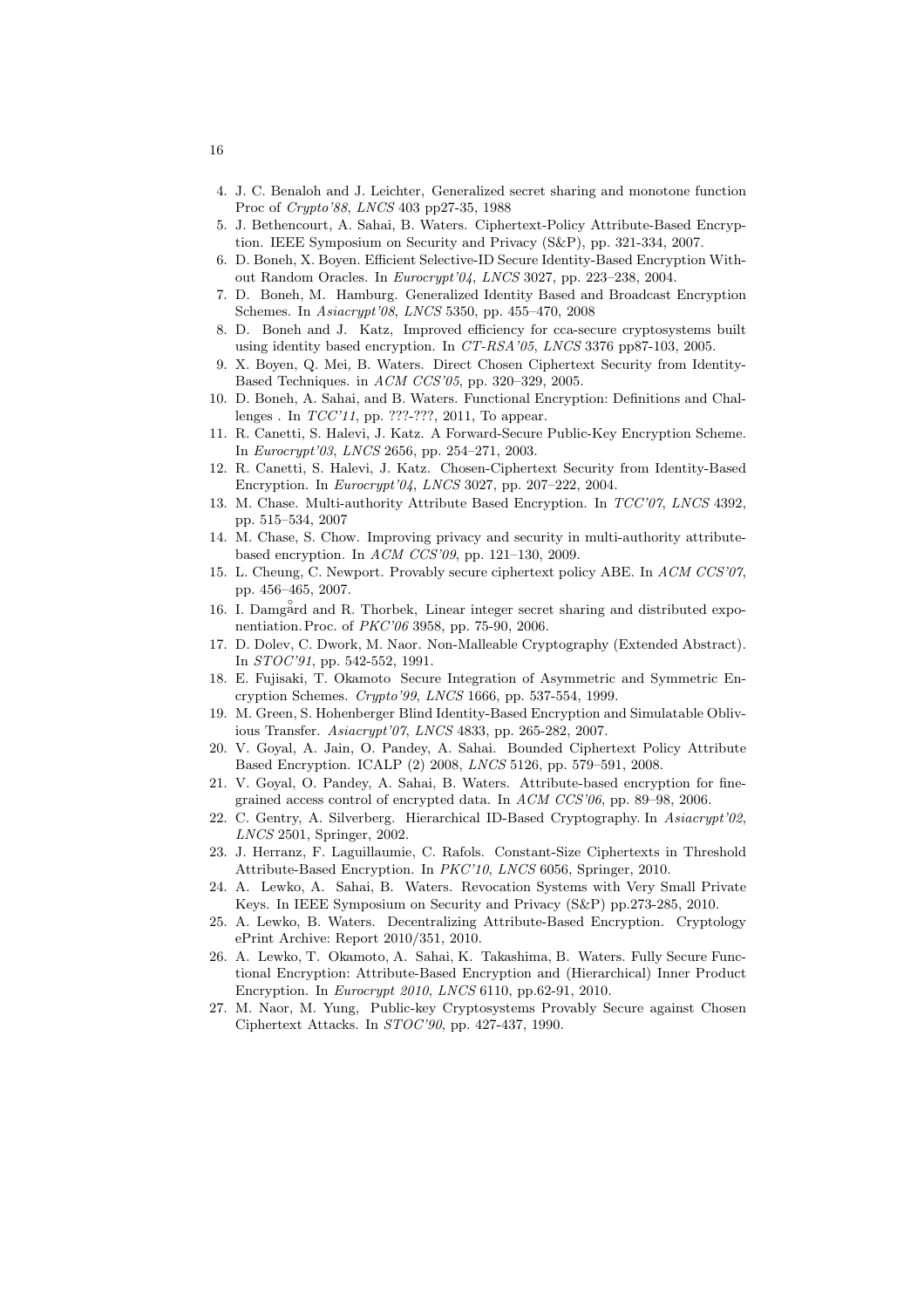4. J. C. Benaloh and J. Leichter, Generalized secret sharing and monotone function Proc of *Crypto'88*, *LNCS* 403 pp27-35, 1988
5. J. Bethencourt, A. Sahai, B. Waters. Ciphertext-Policy Attribute-Based Encryption. IEEE Symposium on Security and Privacy (S&P), pp. 321-334, 2007.
6. D. Boneh, X. Boyen. Efficient Selective-ID Secure Identity-Based Encryption Without Random Oracles. In *Eurocrypt'04*, *LNCS* 3027, pp. 223–238, 2004.
7. D. Boneh, M. Hamburg. Generalized Identity Based and Broadcast Encryption Schemes. In *Asiacrypt'08*, *LNCS* 5350, pp. 455–470, 2008
8. D. Boneh and J. Katz, Improved efficiency for cca-secure cryptosystems built using identity based encryption. In *CT-RSA'05*, *LNCS* 3376 pp87-103, 2005.
9. X. Boyen, Q. Mei, B. Waters. Direct Chosen Ciphertext Security from Identity-Based Techniques. in *ACM CCS'05*, pp. 320–329, 2005.
10. D. Boneh, A. Sahai, and B. Waters. Functional Encryption: Definitions and Challenges . In *TCC'11*, pp. ???-???, 2011, To appear.
11. R. Canetti, S. Halevi, J. Katz. A Forward-Secure Public-Key Encryption Scheme. In *Eurocrypt'03*, *LNCS* 2656, pp. 254–271, 2003.
12. R. Canetti, S. Halevi, J. Katz. Chosen-Ciphertext Security from Identity-Based Encryption. In *Eurocrypt'04*, *LNCS* 3027, pp. 207–222, 2004.
13. M. Chase. Multi-authority Attribute Based Encryption. In *TCC'07*, *LNCS* 4392, pp. 515–534, 2007
14. M. Chase, S. Chow. Improving privacy and security in multi-authority attribute-based encryption. In *ACM CCS'09*, pp. 121–130, 2009.
15. L. Cheung, C. Newport. Provably secure ciphertext policy ABE. In *ACM CCS'07*, pp. 456–465, 2007.
16. I. Damgård and R. Thorbek, Linear integer secret sharing and distributed exponentiation. Proc. of *PKC'06* 3958, pp. 75-90, 2006.
17. D. Dolev, C. Dwork, M. Naor. Non-Malleable Cryptography (Extended Abstract). In *STOC'91*, pp. 542-552, 1991.
18. E. Fujisaki, T. Okamoto Secure Integration of Asymmetric and Symmetric Encryption Schemes. *Crypto'99*, *LNCS* 1666, pp. 537-554, 1999.
19. M. Green, S. Hohenberger Blind Identity-Based Encryption and Simulatable Oblivious Transfer. *Asiacrypt'07*, *LNCS* 4833, pp. 265-282, 2007.
20. V. Goyal, A. Jain, O. Pandey, A. Sahai. Bounded Ciphertext Policy Attribute Based Encryption. ICALP (2) 2008, *LNCS* 5126, pp. 579–591, 2008.
21. V. Goyal, O. Pandey, A. Sahai, B. Waters. Attribute-based encryption for fine-grained access control of encrypted data. In *ACM CCS'06*, pp. 89–98, 2006.
22. C. Gentry, A. Silverberg. Hierarchical ID-Based Cryptography. In *Asiacrypt'02*, *LNCS* 2501, Springer, 2002.
23. J. Herranz, F. Laguillaumie, C. Rafols. Constant-Size Ciphertexts in Threshold Attribute-Based Encryption. In *PKC'10*, *LNCS* 6056, Springer, 2010.
24. A. Lewko, A. Sahai, B. Waters. Revocation Systems with Very Small Private Keys. In IEEE Symposium on Security and Privacy (S&P) pp.273-285, 2010.
25. A. Lewko, B. Waters. Decentralizing Attribute-Based Encryption. Cryptology ePrint Archive: Report 2010/351, 2010.
26. A. Lewko, T. Okamoto, A. Sahai, K. Takashima, B. Waters. Fully Secure Functional Encryption: Attribute-Based Encryption and (Hierarchical) Inner Product Encryption. In *Eurocrypt 2010*, *LNCS* 6110, pp.62-91, 2010.
27. M. Naor, M. Yung, Public-key Cryptosystems Provably Secure against Chosen Ciphertext Attacks. In *STOC'90*, pp. 427-437, 1990.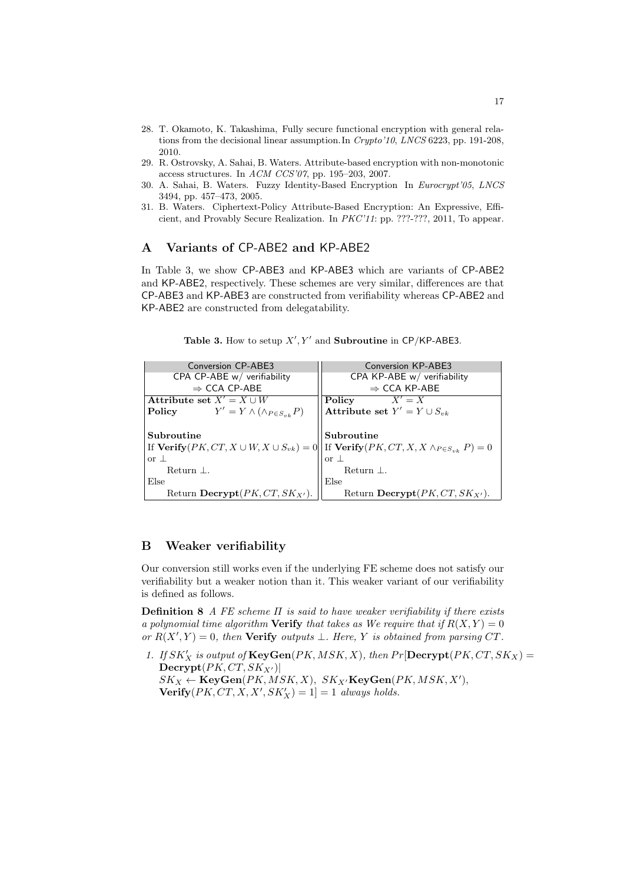28. T. Okamoto, K. Takashima, Fully secure functional encryption with general relations from the decisional linear assumption. In *Crypto'10*, *LNCS* 6223, pp. 191-208, 2010.
29. R. Ostrovsky, A. Sahai, B. Waters. Attribute-based encryption with non-monotonic access structures. In *ACM CCS'07*, pp. 195–203, 2007.
30. A. Sahai, B. Waters. Fuzzy Identity-Based Encryption In *Eurocrypt'05*, *LNCS* 3494, pp. 457–473, 2005.
31. B. Waters. Ciphertext-Policy Attribute-Based Encryption: An Expressive, Efficient, and Provably Secure Realization. In *PKC'11*: pp. ???-???, 2011, To appear.

## A Variants of CP-ABE2 and KP-ABE2

In Table 3, we show CP-ABE3 and KP-ABE3 which are variants of CP-ABE2 and KP-ABE2, respectively. These schemes are very similar, differences are that CP-ABE3 and KP-ABE3 are constructed from verifiability whereas CP-ABE2 and KP-ABE2 are constructed from delegatability.

**Table 3.** How to setup $X', Y'$ and **Subroutine** in CP/KP-ABE3.

| Conversion CP-ABE3 | Conversion KP-ABE3 |
|---|---|
| CPA CP-ABE w/ verifiability | CPA KP-ABE w/ verifiability |
| $\Rightarrow$ CCA CP-ABE | $\Rightarrow$ CCA KP-ABE |
| **Attribute set** $X' = X \cup W$ | **Policy** $X' = X$ |
| **Policy** $Y' = Y \wedge (\wedge_{P \in S_{vk}} P)$ | **Attribute set** $Y' = Y \cup S_{vk}$ |
| **Subroutine** | **Subroutine** |
| If $\mathbf{Verify}(PK, CT, X \cup W, X \cup S_{vk}) = 0$ or $\perp$ | If $\mathbf{Verify}(PK, CT, X, X \wedge_{P \in S_{vk}} P) = 0$ or $\perp$ |
| Return $\perp$. | Return $\perp$. |
| Else | Else |
| Return $\mathbf{Decrypt}(PK, CT, SK_{X'})$. | Return $\mathbf{Decrypt}(PK, CT, SK_{X'})$. |

## B Weaker verifiability

Our conversion still works even if the underlying FE scheme does not satisfy our verifiability but a weaker notion than it. This weaker variant of our verifiability is defined as follows.

**Definition 8** *A FE scheme $\Pi$ is said to have weaker verifiability if there exists a polynomial time algorithm* **Verify** *that takes as We require that if $R(X, Y) = 0$ or $R(X', Y) = 0$, then* **Verify** *outputs $\perp$. Here, $Y$ is obtained from parsing $CT$.*

1. *If $SK'_X$ is output of* $\mathbf{KeyGen}(PK, MSK, X)$*, then* $Pr[\mathbf{Decrypt}(PK, CT, SK_X) = \mathbf{Decrypt}(PK, CT, SK_{X'})|$
$SK_X \leftarrow \mathbf{KeyGen}(PK, MSK, X),\ SK_{X'}\mathbf{KeyGen}(PK, MSK, X'),$
$\mathbf{Verify}(PK, CT, X, X', SK'_X) = 1] = 1$ *always holds.*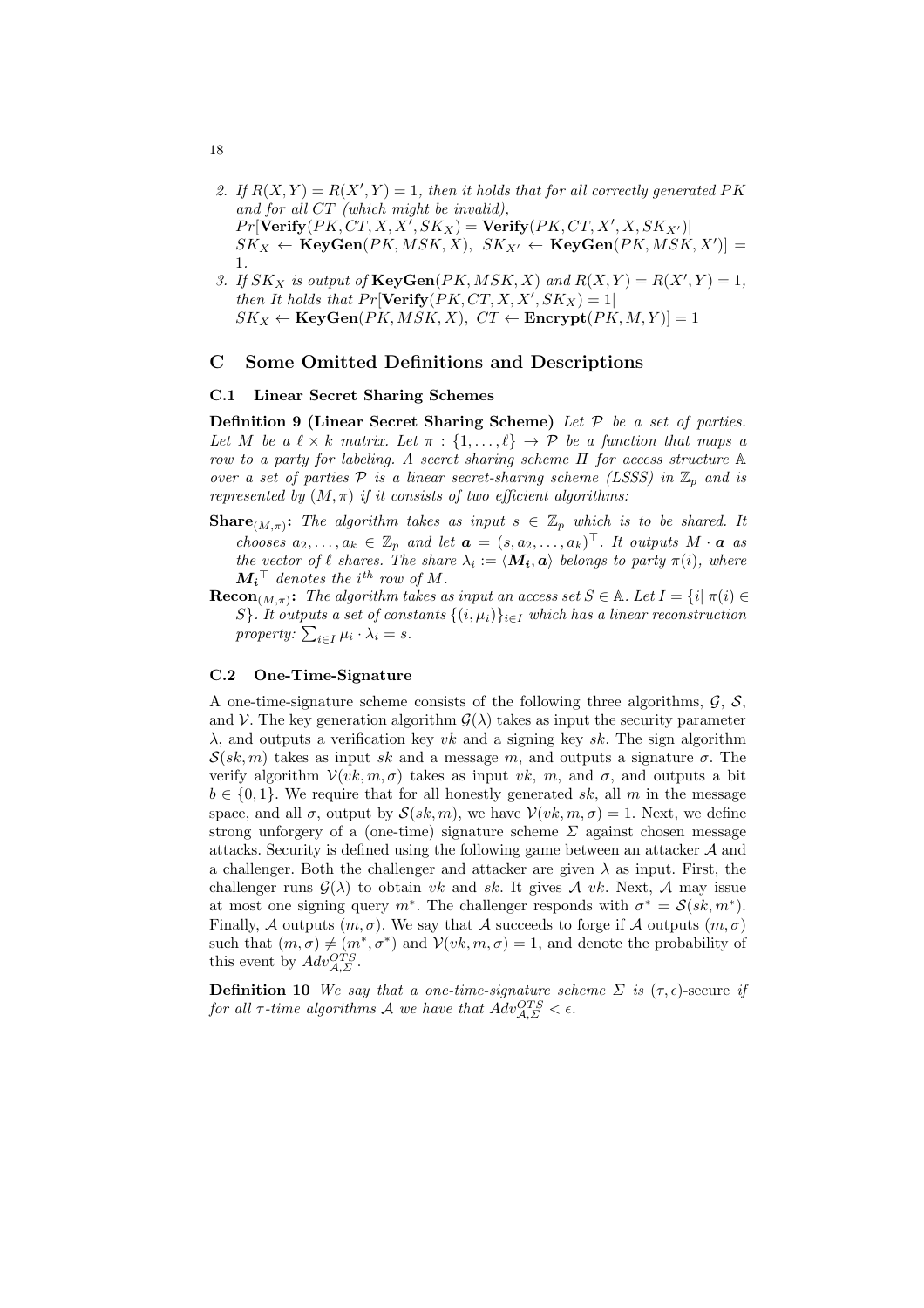2. *If $R(X,Y) = R(X',Y) = 1$, then it holds that for all correctly generated $PK$ and for all $CT$ (which might be invalid),*
   $Pr[\textbf{Verify}(PK, CT, X, X', SK_X) = \textbf{Verify}(PK, CT, X', X, SK_{X'})|$
   $SK_X \leftarrow \textbf{KeyGen}(PK, MSK, X),\ SK_{X'} \leftarrow \textbf{KeyGen}(PK, MSK, X')] = 1.$
3. *If $SK_X$ is output of* **KeyGen**$(PK, MSK, X)$ *and $R(X,Y) = R(X',Y) = 1$, then It holds that* $Pr[\textbf{Verify}(PK, CT, X, X', SK_X) = 1|$
   $SK_X \leftarrow \textbf{KeyGen}(PK, MSK, X),\ CT \leftarrow \textbf{Encrypt}(PK, M, Y)] = 1$

## C Some Omitted Definitions and Descriptions

### C.1 Linear Secret Sharing Schemes

**Definition 9 (Linear Secret Sharing Scheme)** *Let $\mathcal{P}$ be a set of parties. Let $M$ be a $\ell \times k$ matrix. Let $\pi : \{1, \ldots, \ell\} \rightarrow \mathcal{P}$ be a function that maps a row to a party for labeling. A secret sharing scheme $\Pi$ for access structure $\mathbb{A}$ over a set of parties $\mathcal{P}$ is a linear secret-sharing scheme (LSSS) in $\mathbb{Z}_p$ and is represented by $(M, \pi)$ if it consists of two efficient algorithms:*

**Share**$_{(M,\pi)}$**:** *The algorithm takes as input $s \in \mathbb{Z}_p$ which is to be shared. It chooses $a_2, \ldots, a_k \in \mathbb{Z}_p$ and let $\boldsymbol{a} = (s, a_2, \ldots, a_k)^\top$. It outputs $M \cdot \boldsymbol{a}$ as the vector of $\ell$ shares. The share $\lambda_i := \langle \boldsymbol{M_i}, \boldsymbol{a} \rangle$ belongs to party $\pi(i)$, where $\boldsymbol{M_i}^\top$ denotes the $i^{th}$ row of $M$.*

**Recon**$_{(M,\pi)}$**:** *The algorithm takes as input an access set $S \in \mathbb{A}$. Let $I = \{i | \pi(i) \in S\}$. It outputs a set of constants $\{(i, \mu_i)\}_{i \in I}$ which has a linear reconstruction property: $\sum_{i \in I} \mu_i \cdot \lambda_i = s$.*

### C.2 One-Time-Signature

A one-time-signature scheme consists of the following three algorithms, $\mathcal{G}$, $\mathcal{S}$, and $\mathcal{V}$. The key generation algorithm $\mathcal{G}(\lambda)$ takes as input the security parameter $\lambda$, and outputs a verification key $vk$ and a signing key $sk$. The sign algorithm $\mathcal{S}(sk, m)$ takes as input $sk$ and a message $m$, and outputs a signature $\sigma$. The verify algorithm $\mathcal{V}(vk, m, \sigma)$ takes as input $vk$, $m$, and $\sigma$, and outputs a bit $b \in \{0, 1\}$. We require that for all honestly generated $sk$, all $m$ in the message space, and all $\sigma$, output by $\mathcal{S}(sk, m)$, we have $\mathcal{V}(vk, m, \sigma) = 1$. Next, we define strong unforgery of a (one-time) signature scheme $\Sigma$ against chosen message attacks. Security is defined using the following game between an attacker $\mathcal{A}$ and a challenger. Both the challenger and attacker are given $\lambda$ as input. First, the challenger runs $\mathcal{G}(\lambda)$ to obtain $vk$ and $sk$. It gives $\mathcal{A}$ $vk$. Next, $\mathcal{A}$ may issue at most one signing query $m^*$. The challenger responds with $\sigma^* = \mathcal{S}(sk, m^*)$. Finally, $\mathcal{A}$ outputs $(m, \sigma)$. We say that $\mathcal{A}$ succeeds to forge if $\mathcal{A}$ outputs $(m, \sigma)$ such that $(m, \sigma) \neq (m^*, \sigma^*)$ and $\mathcal{V}(vk, m, \sigma) = 1$, and denote the probability of this event by $Adv^{OTS}_{\mathcal{A},\Sigma}$.

**Definition 10** *We say that a one-time-signature scheme $\Sigma$ is $(\tau, \epsilon)$-secure if for all $\tau$-time algorithms $\mathcal{A}$ we have that $Adv^{OTS}_{\mathcal{A},\Sigma} < \epsilon$.*